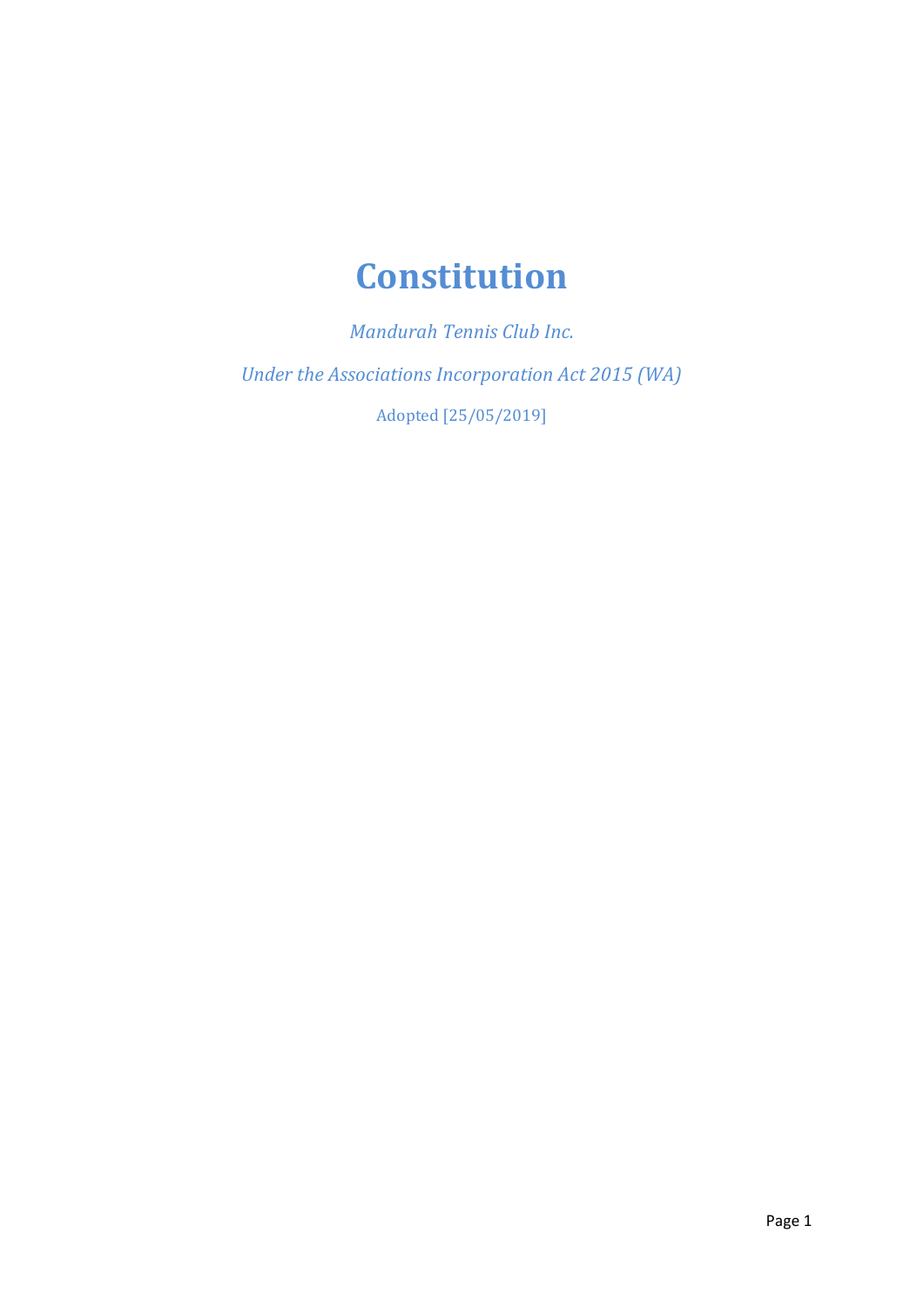# Constitution

*Mandurah Tennis Club Inc.*

*Under the Associations Incorporation Act 2015 (WA)*

Adopted [25/05/2019]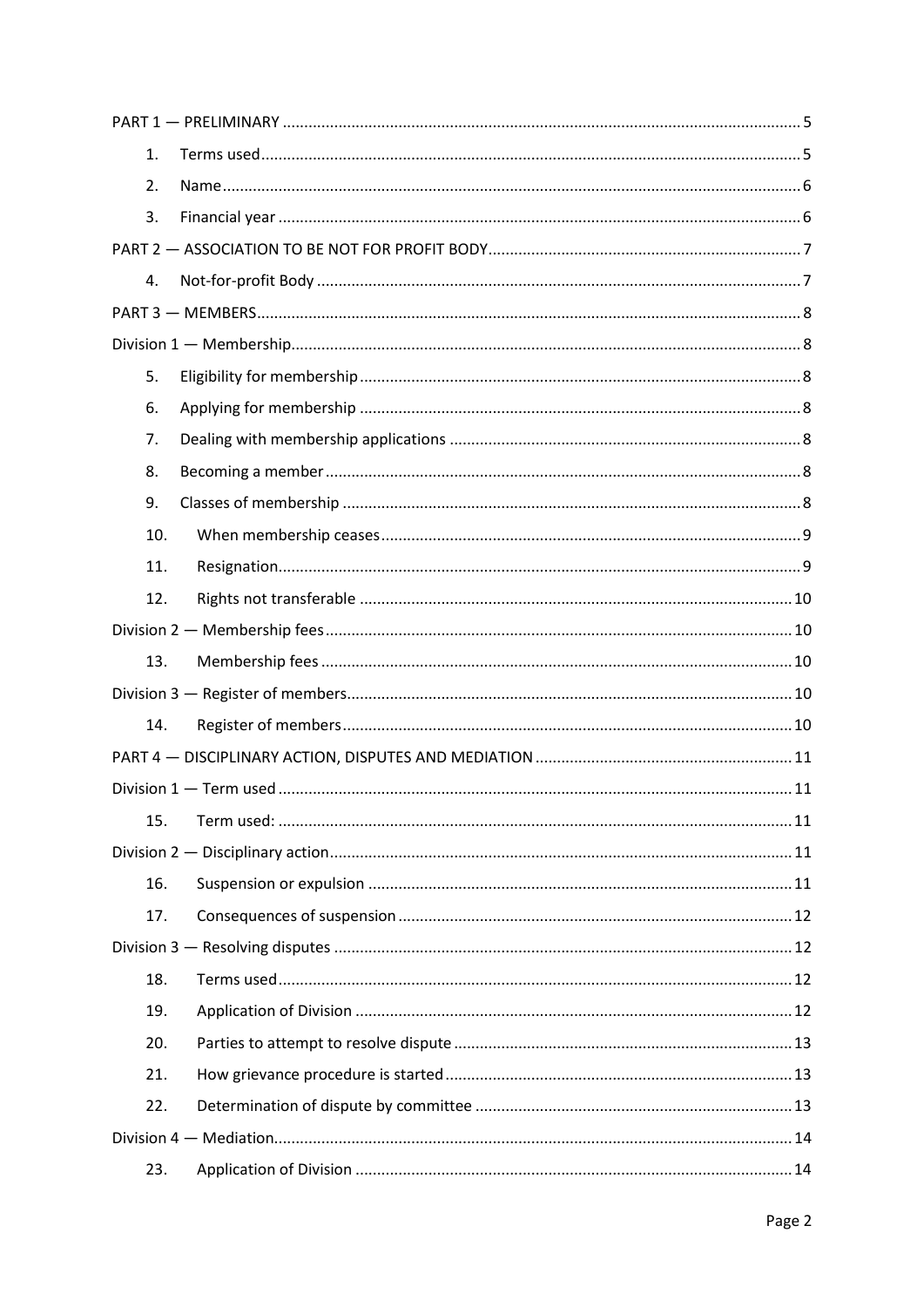PART 1 — PRELIMINARY ..... 5

1. Terms used ..... 5
2. Name ..... 6
3. Financial year ..... 6

PART 2 — ASSOCIATION TO BE NOT FOR PROFIT BODY ..... 7

4. Not-for-profit Body ..... 7

PART 3 — MEMBERS ..... 8

Division 1 — Membership ..... 8

5. Eligibility for membership ..... 8
6. Applying for membership ..... 8
7. Dealing with membership applications ..... 8
8. Becoming a member ..... 8
9. Classes of membership ..... 8
10. When membership ceases ..... 9
11. Resignation ..... 9
12. Rights not transferable ..... 10

Division 2 — Membership fees ..... 10

13. Membership fees ..... 10

Division 3 — Register of members ..... 10

14. Register of members ..... 10

PART 4 — DISCIPLINARY ACTION, DISPUTES AND MEDIATION ..... 11

Division 1 — Term used ..... 11

15. Term used: ..... 11

Division 2 — Disciplinary action ..... 11

16. Suspension or expulsion ..... 11
17. Consequences of suspension ..... 12

Division 3 — Resolving disputes ..... 12

18. Terms used ..... 12
19. Application of Division ..... 12
20. Parties to attempt to resolve dispute ..... 13
21. How grievance procedure is started ..... 13
22. Determination of dispute by committee ..... 13

Division 4 — Mediation ..... 14

23. Application of Division ..... 14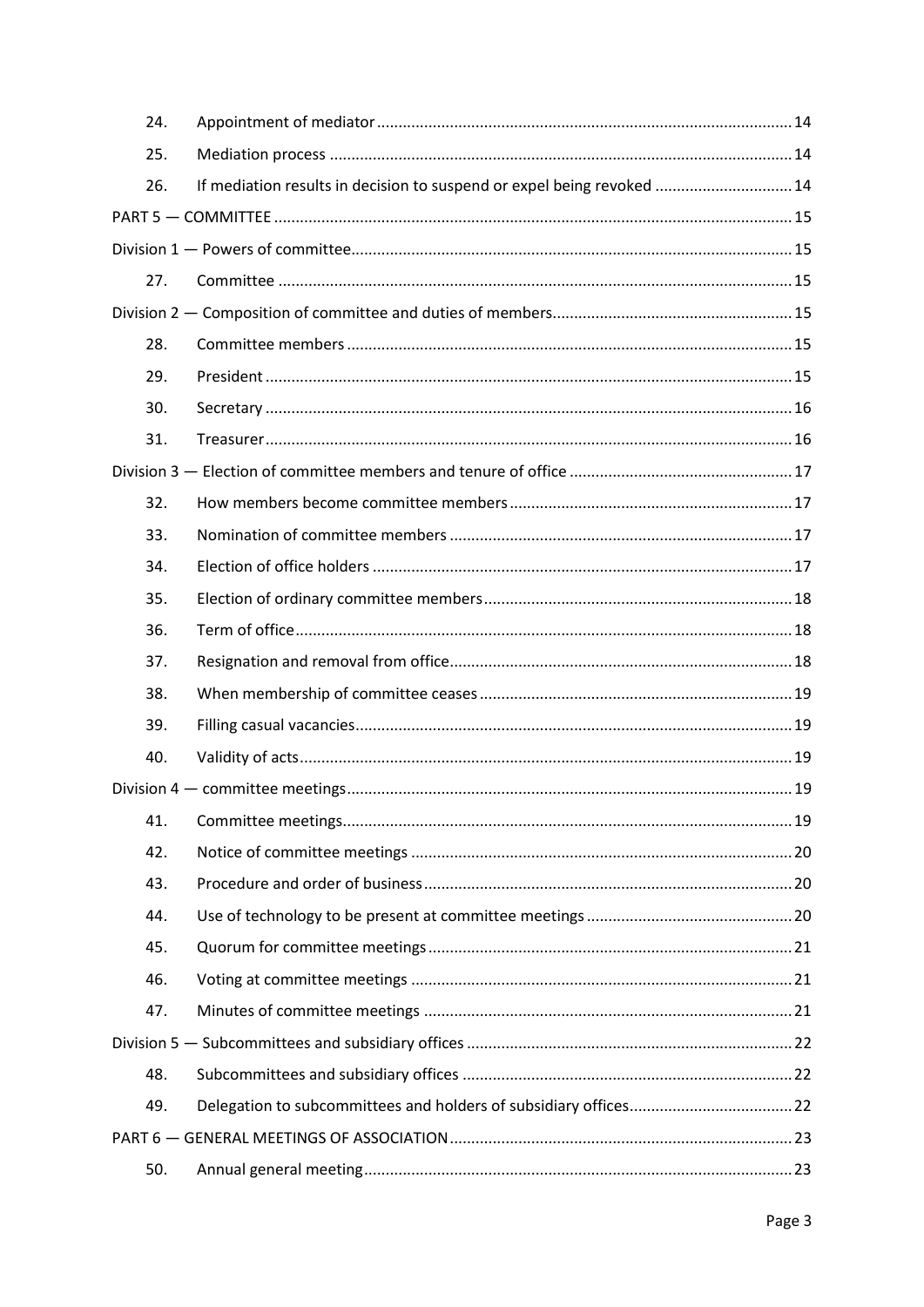| | | |
|---|---|---|
| 24. | Appointment of mediator | 14 |
| 25. | Mediation process | 14 |
| 26. | If mediation results in decision to suspend or expel being revoked | 14 |
| PART 5 — COMMITTEE | | 15 |
| Division 1 — Powers of committee | | 15 |
| 27. | Committee | 15 |
| Division 2 — Composition of committee and duties of members | | 15 |
| 28. | Committee members | 15 |
| 29. | President | 15 |
| 30. | Secretary | 16 |
| 31. | Treasurer | 16 |
| Division 3 — Election of committee members and tenure of office | | 17 |
| 32. | How members become committee members | 17 |
| 33. | Nomination of committee members | 17 |
| 34. | Election of office holders | 17 |
| 35. | Election of ordinary committee members | 18 |
| 36. | Term of office | 18 |
| 37. | Resignation and removal from office | 18 |
| 38. | When membership of committee ceases | 19 |
| 39. | Filling casual vacancies | 19 |
| 40. | Validity of acts | 19 |
| Division 4 — committee meetings | | 19 |
| 41. | Committee meetings | 19 |
| 42. | Notice of committee meetings | 20 |
| 43. | Procedure and order of business | 20 |
| 44. | Use of technology to be present at committee meetings | 20 |
| 45. | Quorum for committee meetings | 21 |
| 46. | Voting at committee meetings | 21 |
| 47. | Minutes of committee meetings | 21 |
| Division 5 — Subcommittees and subsidiary offices | | 22 |
| 48. | Subcommittees and subsidiary offices | 22 |
| 49. | Delegation to subcommittees and holders of subsidiary offices | 22 |
| PART 6 — GENERAL MEETINGS OF ASSOCIATION | | 23 |
| 50. | Annual general meeting | 23 |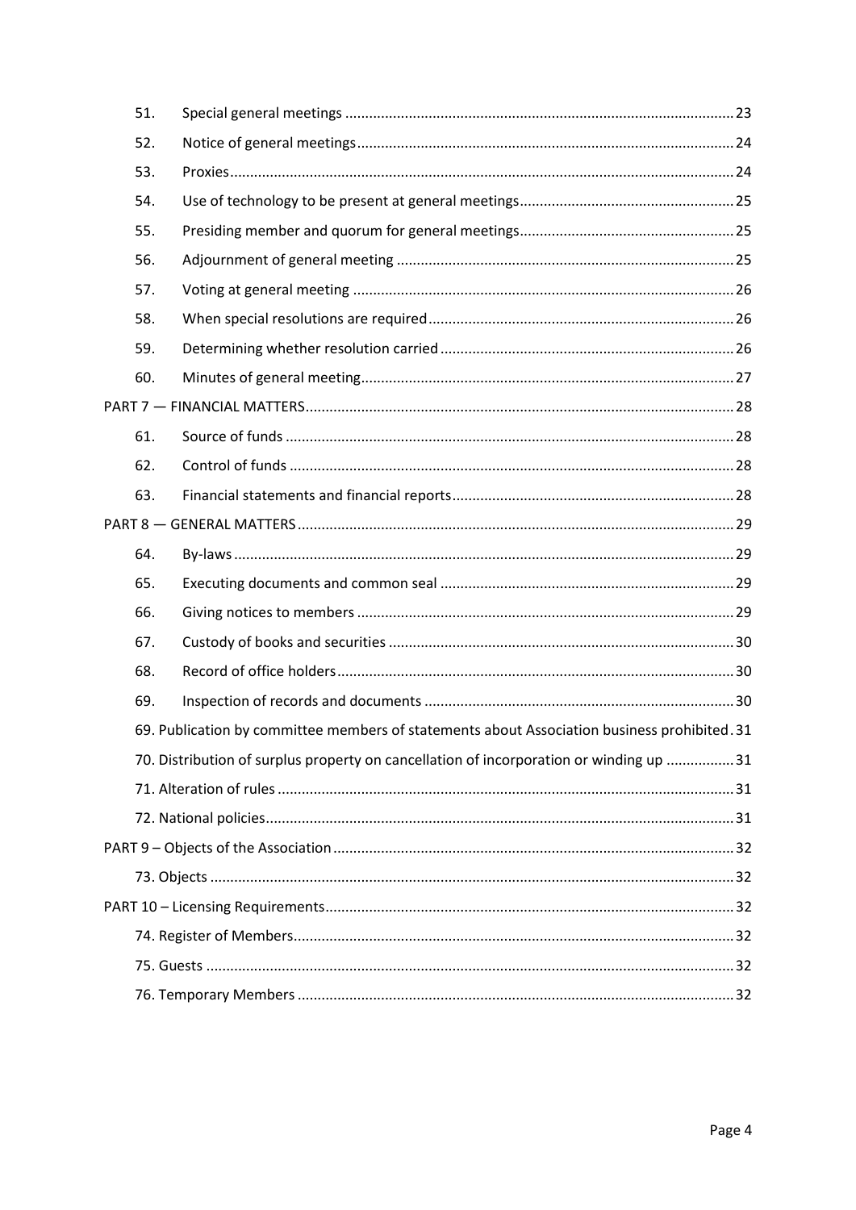| | | |
|---|---|---|
| 51. | Special general meetings | 23 |
| 52. | Notice of general meetings | 24 |
| 53. | Proxies | 24 |
| 54. | Use of technology to be present at general meetings | 25 |
| 55. | Presiding member and quorum for general meetings | 25 |
| 56. | Adjournment of general meeting | 25 |
| 57. | Voting at general meeting | 26 |
| 58. | When special resolutions are required | 26 |
| 59. | Determining whether resolution carried | 26 |
| 60. | Minutes of general meeting | 27 |
| PART 7 — FINANCIAL MATTERS | | 28 |
| 61. | Source of funds | 28 |
| 62. | Control of funds | 28 |
| 63. | Financial statements and financial reports | 28 |
| PART 8 — GENERAL MATTERS | | 29 |
| 64. | By-laws | 29 |
| 65. | Executing documents and common seal | 29 |
| 66. | Giving notices to members | 29 |
| 67. | Custody of books and securities | 30 |
| 68. | Record of office holders | 30 |
| 69. | Inspection of records and documents | 30 |
| | 69. Publication by committee members of statements about Association business prohibited | 31 |
| | 70. Distribution of surplus property on cancellation of incorporation or winding up | 31 |
| | 71. Alteration of rules | 31 |
| | 72. National policies | 31 |
| PART 9 – Objects of the Association | | 32 |
| | 73. Objects | 32 |
| PART 10 – Licensing Requirements | | 32 |
| | 74. Register of Members | 32 |
| | 75. Guests | 32 |
| | 76. Temporary Members | 32 |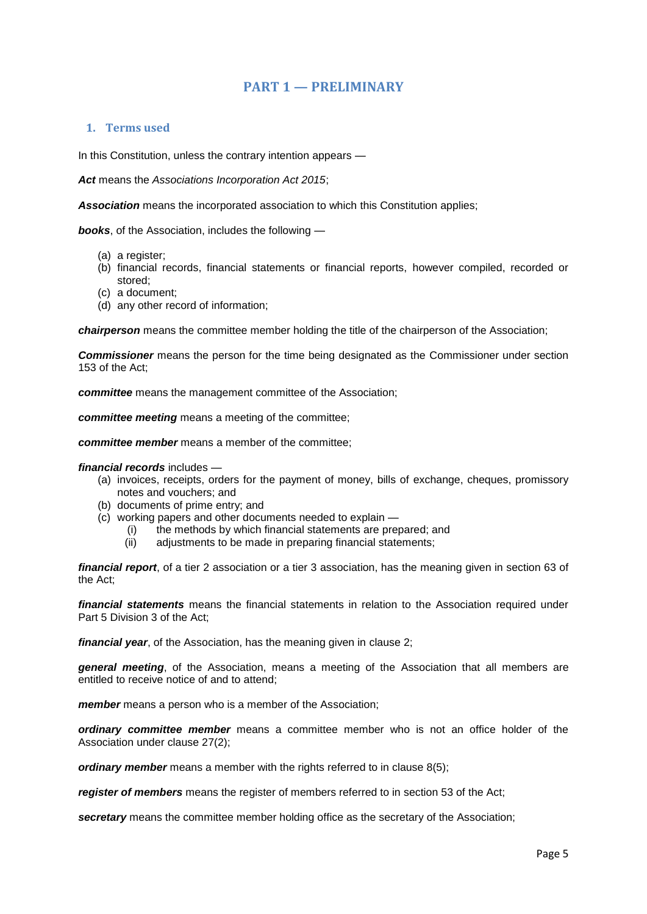# PART 1 — PRELIMINARY

## 1. Terms used

In this Constitution, unless the contrary intention appears —

***Act*** means the *Associations Incorporation Act 2015*;

***Association*** means the incorporated association to which this Constitution applies;

***books***, of the Association, includes the following —

- (a) a register;
- (b) financial records, financial statements or financial reports, however compiled, recorded or stored;
- (c) a document;
- (d) any other record of information;

***chairperson*** means the committee member holding the title of the chairperson of the Association;

***Commissioner*** means the person for the time being designated as the Commissioner under section 153 of the Act;

***committee*** means the management committee of the Association;

***committee meeting*** means a meeting of the committee;

***committee member*** means a member of the committee;

***financial records*** includes —

- (a) invoices, receipts, orders for the payment of money, bills of exchange, cheques, promissory notes and vouchers; and
- (b) documents of prime entry; and
- (c) working papers and other documents needed to explain —
  - (i) the methods by which financial statements are prepared; and
  - (ii) adjustments to be made in preparing financial statements;

***financial report***, of a tier 2 association or a tier 3 association, has the meaning given in section 63 of the Act;

***financial statements*** means the financial statements in relation to the Association required under Part 5 Division 3 of the Act;

***financial year***, of the Association, has the meaning given in clause 2;

***general meeting***, of the Association, means a meeting of the Association that all members are entitled to receive notice of and to attend;

***member*** means a person who is a member of the Association;

***ordinary committee member*** means a committee member who is not an office holder of the Association under clause 27(2);

***ordinary member*** means a member with the rights referred to in clause 8(5);

***register of members*** means the register of members referred to in section 53 of the Act;

***secretary*** means the committee member holding office as the secretary of the Association;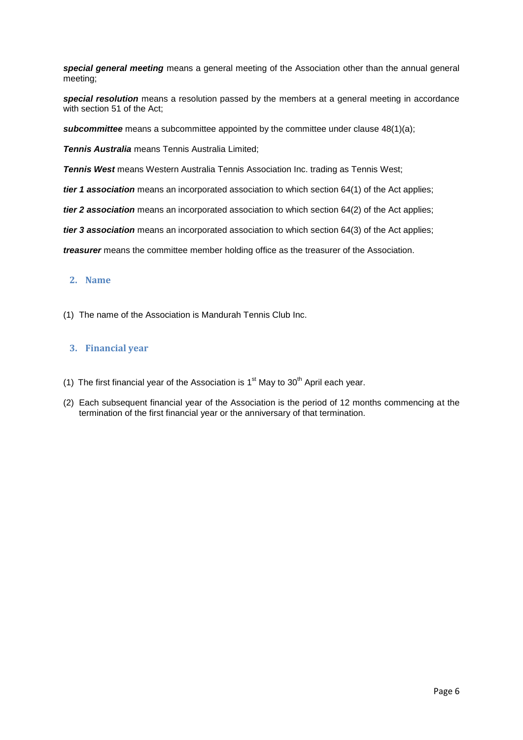***special general meeting*** means a general meeting of the Association other than the annual general meeting;

***special resolution*** means a resolution passed by the members at a general meeting in accordance with section 51 of the Act;

***subcommittee*** means a subcommittee appointed by the committee under clause 48(1)(a);

***Tennis Australia*** means Tennis Australia Limited;

***Tennis West*** means Western Australia Tennis Association Inc. trading as Tennis West;

***tier 1 association*** means an incorporated association to which section 64(1) of the Act applies;

***tier 2 association*** means an incorporated association to which section 64(2) of the Act applies;

***tier 3 association*** means an incorporated association to which section 64(3) of the Act applies;

***treasurer*** means the committee member holding office as the treasurer of the Association.

## 2. Name

(1) The name of the Association is Mandurah Tennis Club Inc.

## 3. Financial year

(1) The first financial year of the Association is 1st May to 30th April each year.

(2) Each subsequent financial year of the Association is the period of 12 months commencing at the termination of the first financial year or the anniversary of that termination.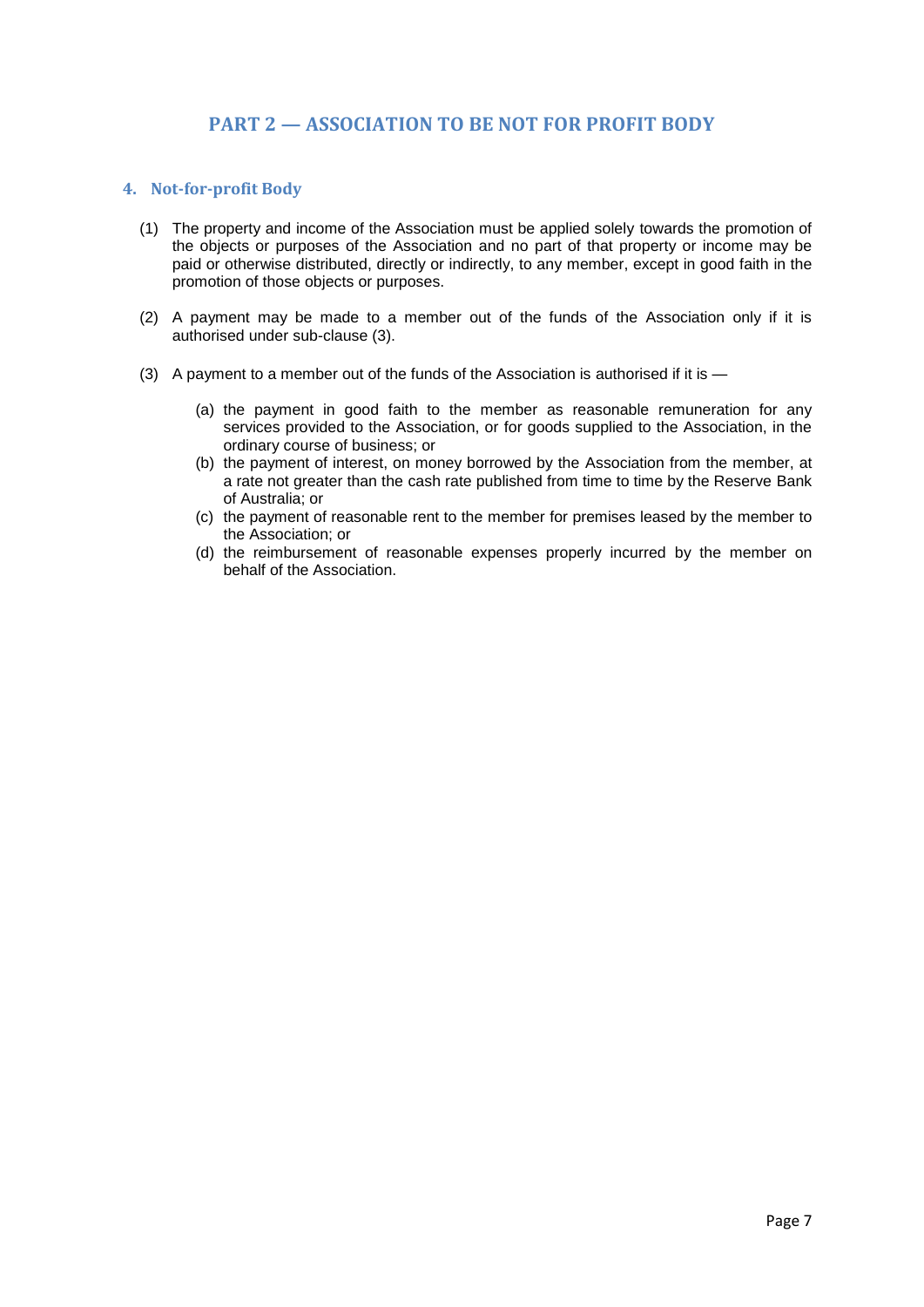## PART 2 — ASSOCIATION TO BE NOT FOR PROFIT BODY

### 4. Not-for-profit Body

(1) The property and income of the Association must be applied solely towards the promotion of the objects or purposes of the Association and no part of that property or income may be paid or otherwise distributed, directly or indirectly, to any member, except in good faith in the promotion of those objects or purposes.

(2) A payment may be made to a member out of the funds of the Association only if it is authorised under sub-clause (3).

(3) A payment to a member out of the funds of the Association is authorised if it is —

- (a) the payment in good faith to the member as reasonable remuneration for any services provided to the Association, or for goods supplied to the Association, in the ordinary course of business; or
- (b) the payment of interest, on money borrowed by the Association from the member, at a rate not greater than the cash rate published from time to time by the Reserve Bank of Australia; or
- (c) the payment of reasonable rent to the member for premises leased by the member to the Association; or
- (d) the reimbursement of reasonable expenses properly incurred by the member on behalf of the Association.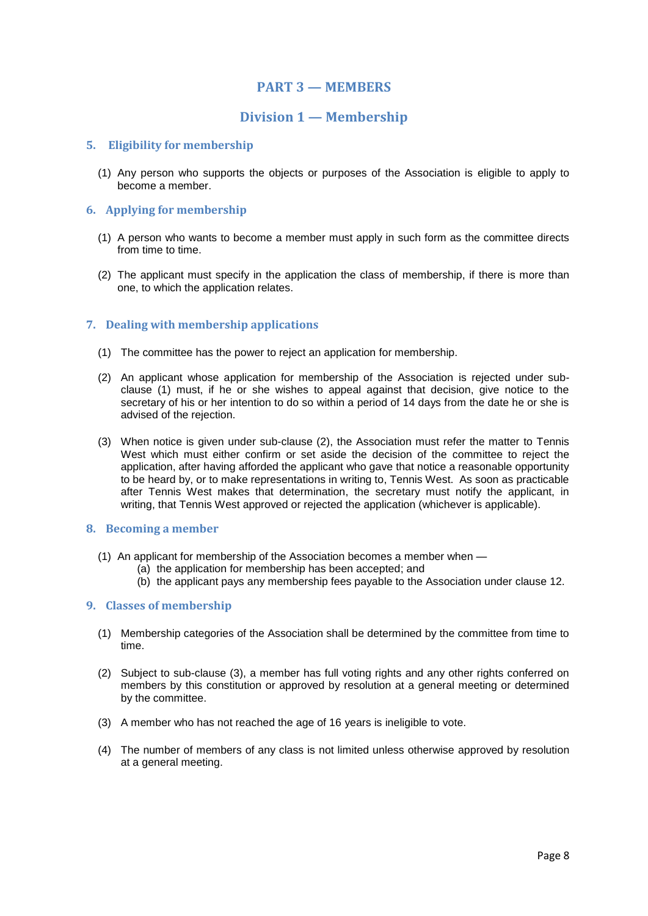# PART 3 — MEMBERS

## Division 1 — Membership

### 5. Eligibility for membership

(1) Any person who supports the objects or purposes of the Association is eligible to apply to become a member.

### 6. Applying for membership

(1) A person who wants to become a member must apply in such form as the committee directs from time to time.

(2) The applicant must specify in the application the class of membership, if there is more than one, to which the application relates.

### 7. Dealing with membership applications

(1) The committee has the power to reject an application for membership.

(2) An applicant whose application for membership of the Association is rejected under sub-clause (1) must, if he or she wishes to appeal against that decision, give notice to the secretary of his or her intention to do so within a period of 14 days from the date he or she is advised of the rejection.

(3) When notice is given under sub-clause (2), the Association must refer the matter to Tennis West which must either confirm or set aside the decision of the committee to reject the application, after having afforded the applicant who gave that notice a reasonable opportunity to be heard by, or to make representations in writing to, Tennis West. As soon as practicable after Tennis West makes that determination, the secretary must notify the applicant, in writing, that Tennis West approved or rejected the application (whichever is applicable).

### 8. Becoming a member

(1) An applicant for membership of the Association becomes a member when —
   (a) the application for membership has been accepted; and
   (b) the applicant pays any membership fees payable to the Association under clause 12.

### 9. Classes of membership

(1) Membership categories of the Association shall be determined by the committee from time to time.

(2) Subject to sub-clause (3), a member has full voting rights and any other rights conferred on members by this constitution or approved by resolution at a general meeting or determined by the committee.

(3) A member who has not reached the age of 16 years is ineligible to vote.

(4) The number of members of any class is not limited unless otherwise approved by resolution at a general meeting.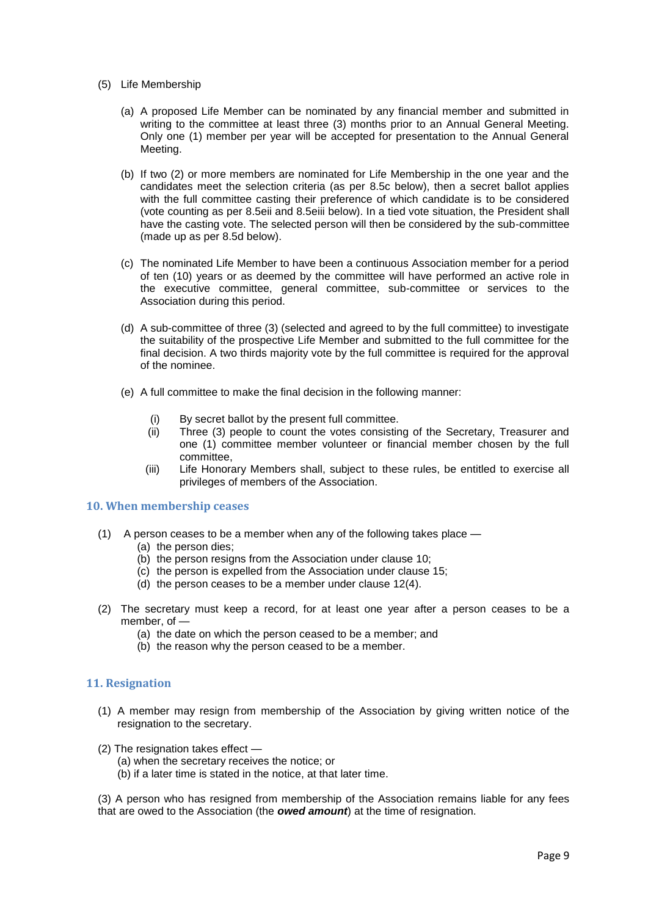(5) Life Membership

(a) A proposed Life Member can be nominated by any financial member and submitted in writing to the committee at least three (3) months prior to an Annual General Meeting. Only one (1) member per year will be accepted for presentation to the Annual General Meeting.

(b) If two (2) or more members are nominated for Life Membership in the one year and the candidates meet the selection criteria (as per 8.5c below), then a secret ballot applies with the full committee casting their preference of which candidate is to be considered (vote counting as per 8.5eii and 8.5eiii below). In a tied vote situation, the President shall have the casting vote. The selected person will then be considered by the sub-committee (made up as per 8.5d below).

(c) The nominated Life Member to have been a continuous Association member for a period of ten (10) years or as deemed by the committee will have performed an active role in the executive committee, general committee, sub-committee or services to the Association during this period.

(d) A sub-committee of three (3) (selected and agreed to by the full committee) to investigate the suitability of the prospective Life Member and submitted to the full committee for the final decision. A two thirds majority vote by the full committee is required for the approval of the nominee.

(e) A full committee to make the final decision in the following manner:

(i) By secret ballot by the present full committee.
(ii) Three (3) people to count the votes consisting of the Secretary, Treasurer and one (1) committee member volunteer or financial member chosen by the full committee,
(iii) Life Honorary Members shall, subject to these rules, be entitled to exercise all privileges of members of the Association.

## 10. When membership ceases

(1) A person ceases to be a member when any of the following takes place —
   (a) the person dies;
   (b) the person resigns from the Association under clause 10;
   (c) the person is expelled from the Association under clause 15;
   (d) the person ceases to be a member under clause 12(4).

(2) The secretary must keep a record, for at least one year after a person ceases to be a member, of —
   (a) the date on which the person ceased to be a member; and
   (b) the reason why the person ceased to be a member.

## 11. Resignation

(1) A member may resign from membership of the Association by giving written notice of the resignation to the secretary.

(2) The resignation takes effect —
   (a) when the secretary receives the notice; or
   (b) if a later time is stated in the notice, at that later time.

(3) A person who has resigned from membership of the Association remains liable for any fees that are owed to the Association (the ***owed amount***) at the time of resignation.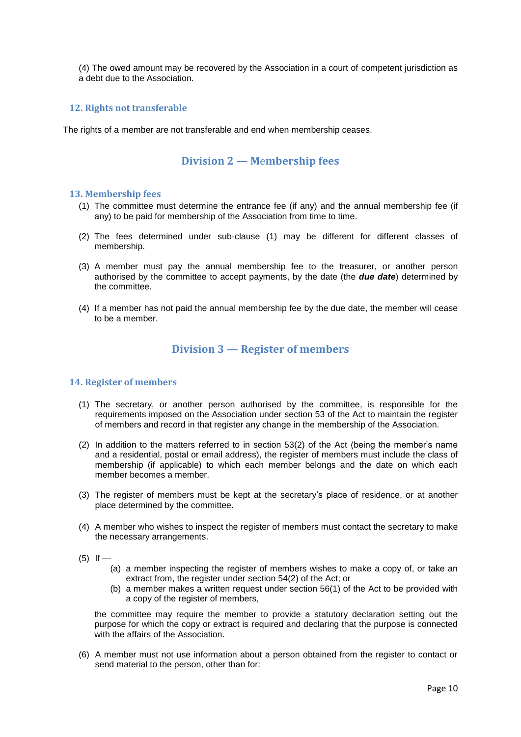(4) The owed amount may be recovered by the Association in a court of competent jurisdiction as a debt due to the Association.

### 12. Rights not transferable

The rights of a member are not transferable and end when membership ceases.

## Division 2 — Membership fees

### 13. Membership fees

(1) The committee must determine the entrance fee (if any) and the annual membership fee (if any) to be paid for membership of the Association from time to time.

(2) The fees determined under sub-clause (1) may be different for different classes of membership.

(3) A member must pay the annual membership fee to the treasurer, or another person authorised by the committee to accept payments, by the date (the ***due date***) determined by the committee.

(4) If a member has not paid the annual membership fee by the due date, the member will cease to be a member.

## Division 3 — Register of members

### 14. Register of members

(1) The secretary, or another person authorised by the committee, is responsible for the requirements imposed on the Association under section 53 of the Act to maintain the register of members and record in that register any change in the membership of the Association.

(2) In addition to the matters referred to in section 53(2) of the Act (being the member's name and a residential, postal or email address), the register of members must include the class of membership (if applicable) to which each member belongs and the date on which each member becomes a member.

(3) The register of members must be kept at the secretary's place of residence, or at another place determined by the committee.

(4) A member who wishes to inspect the register of members must contact the secretary to make the necessary arrangements.

(5) If —

- (a) a member inspecting the register of members wishes to make a copy of, or take an extract from, the register under section 54(2) of the Act; or
- (b) a member makes a written request under section 56(1) of the Act to be provided with a copy of the register of members,

the committee may require the member to provide a statutory declaration setting out the purpose for which the copy or extract is required and declaring that the purpose is connected with the affairs of the Association.

(6) A member must not use information about a person obtained from the register to contact or send material to the person, other than for: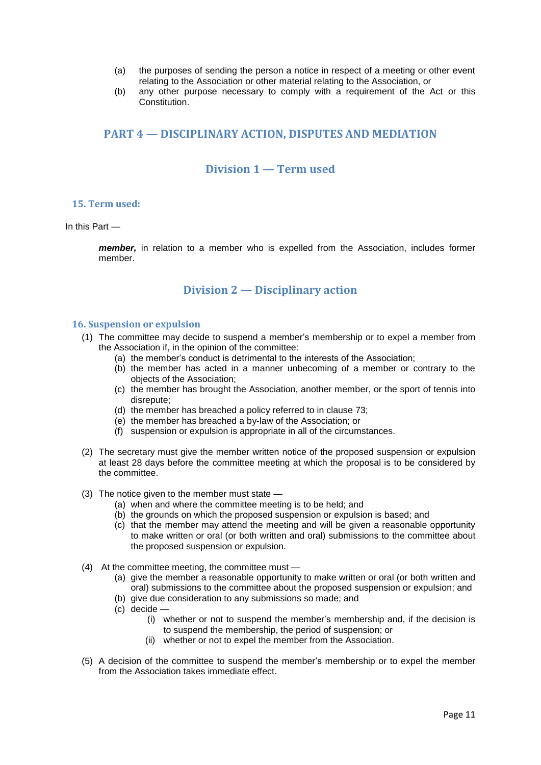(a) the purposes of sending the person a notice in respect of a meeting or other event relating to the Association or other material relating to the Association, or

(b) any other purpose necessary to comply with a requirement of the Act or this Constitution.

## PART 4 — DISCIPLINARY ACTION, DISPUTES AND MEDIATION

### Division 1 — Term used

#### 15. Term used:

In this Part —

***member,*** in relation to a member who is expelled from the Association, includes former member.

### Division 2 — Disciplinary action

#### 16. Suspension or expulsion

(1) The committee may decide to suspend a member's membership or to expel a member from the Association if, in the opinion of the committee:

  - (a) the member's conduct is detrimental to the interests of the Association;
  - (b) the member has acted in a manner unbecoming of a member or contrary to the objects of the Association;
  - (c) the member has brought the Association, another member, or the sport of tennis into disrepute;
  - (d) the member has breached a policy referred to in clause 73;
  - (e) the member has breached a by-law of the Association; or
  - (f) suspension or expulsion is appropriate in all of the circumstances.

(2) The secretary must give the member written notice of the proposed suspension or expulsion at least 28 days before the committee meeting at which the proposal is to be considered by the committee.

(3) The notice given to the member must state —

  - (a) when and where the committee meeting is to be held; and
  - (b) the grounds on which the proposed suspension or expulsion is based; and
  - (c) that the member may attend the meeting and will be given a reasonable opportunity to make written or oral (or both written and oral) submissions to the committee about the proposed suspension or expulsion.

(4) At the committee meeting, the committee must —

  - (a) give the member a reasonable opportunity to make written or oral (or both written and oral) submissions to the committee about the proposed suspension or expulsion; and
  - (b) give due consideration to any submissions so made; and
  - (c) decide —
    - (i) whether or not to suspend the member's membership and, if the decision is to suspend the membership, the period of suspension; or
    - (ii) whether or not to expel the member from the Association.

(5) A decision of the committee to suspend the member's membership or to expel the member from the Association takes immediate effect.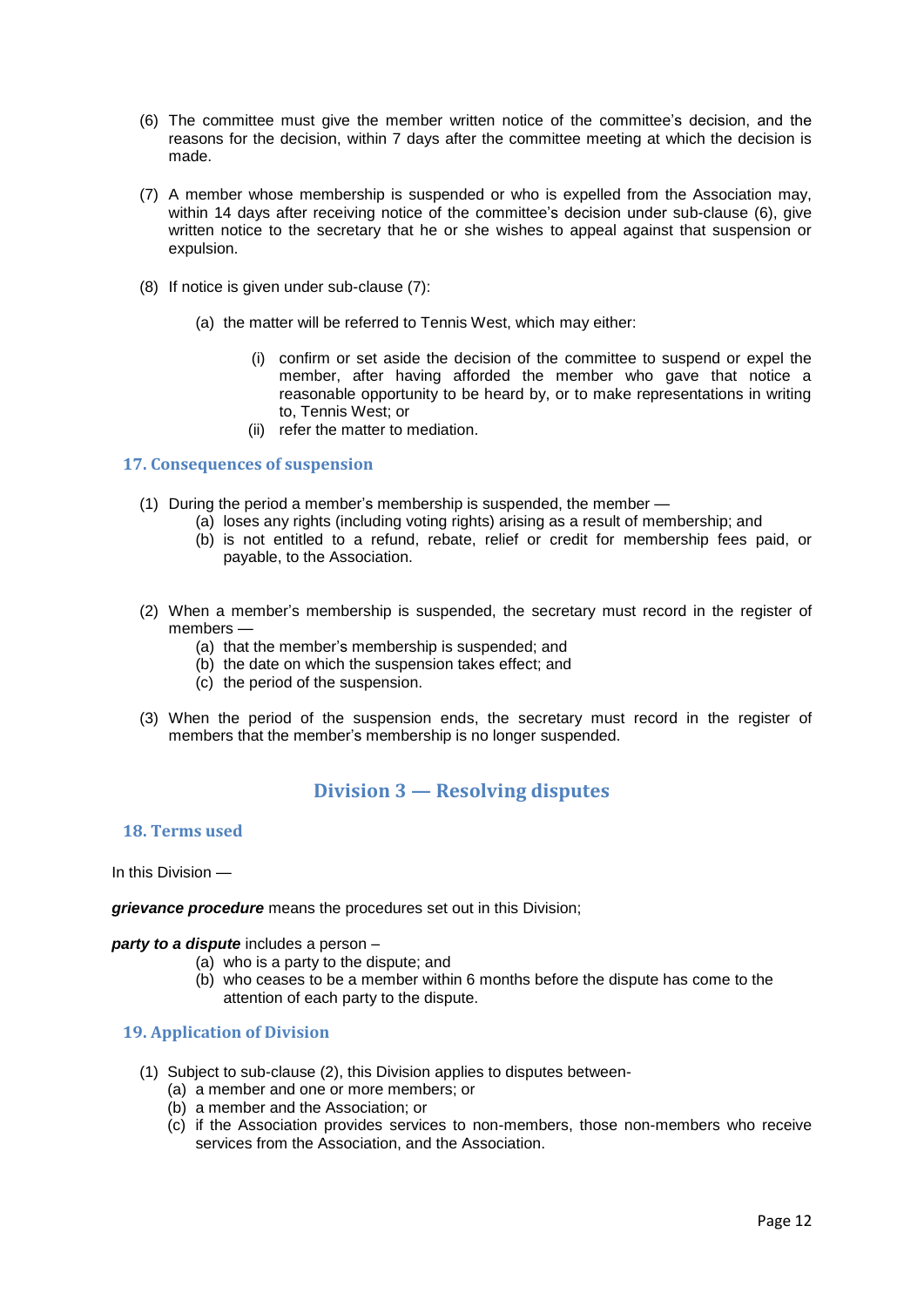(6) The committee must give the member written notice of the committee's decision, and the reasons for the decision, within 7 days after the committee meeting at which the decision is made.

(7) A member whose membership is suspended or who is expelled from the Association may, within 14 days after receiving notice of the committee's decision under sub-clause (6), give written notice to the secretary that he or she wishes to appeal against that suspension or expulsion.

(8) If notice is given under sub-clause (7):

- (a) the matter will be referred to Tennis West, which may either:
  - (i) confirm or set aside the decision of the committee to suspend or expel the member, after having afforded the member who gave that notice a reasonable opportunity to be heard by, or to make representations in writing to, Tennis West; or
  - (ii) refer the matter to mediation.

### 17. Consequences of suspension

(1) During the period a member's membership is suspended, the member —
- (a) loses any rights (including voting rights) arising as a result of membership; and
- (b) is not entitled to a refund, rebate, relief or credit for membership fees paid, or payable, to the Association.

(2) When a member's membership is suspended, the secretary must record in the register of members —
- (a) that the member's membership is suspended; and
- (b) the date on which the suspension takes effect; and
- (c) the period of the suspension.

(3) When the period of the suspension ends, the secretary must record in the register of members that the member's membership is no longer suspended.

## Division 3 — Resolving disputes

### 18. Terms used

In this Division —

***grievance procedure*** means the procedures set out in this Division;

***party to a dispute*** includes a person –
- (a) who is a party to the dispute; and
- (b) who ceases to be a member within 6 months before the dispute has come to the attention of each party to the dispute.

### 19. Application of Division

(1) Subject to sub-clause (2), this Division applies to disputes between-
- (a) a member and one or more members; or
- (b) a member and the Association; or
- (c) if the Association provides services to non-members, those non-members who receive services from the Association, and the Association.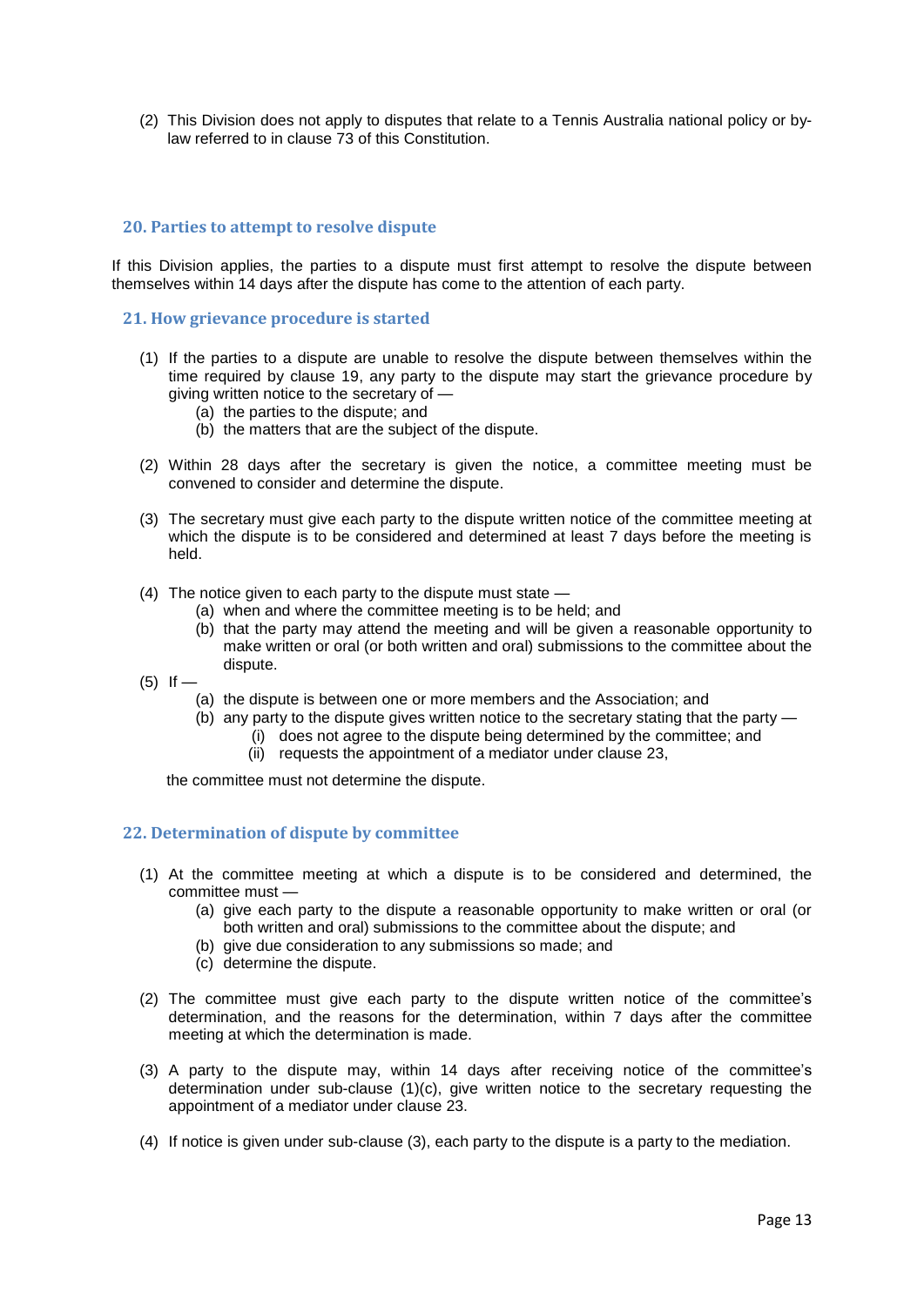(2) This Division does not apply to disputes that relate to a Tennis Australia national policy or by-law referred to in clause 73 of this Constitution.

### 20. Parties to attempt to resolve dispute

If this Division applies, the parties to a dispute must first attempt to resolve the dispute between themselves within 14 days after the dispute has come to the attention of each party.

### 21. How grievance procedure is started

(1) If the parties to a dispute are unable to resolve the dispute between themselves within the time required by clause 19, any party to the dispute may start the grievance procedure by giving written notice to the secretary of —

- (a) the parties to the dispute; and
- (b) the matters that are the subject of the dispute.

(2) Within 28 days after the secretary is given the notice, a committee meeting must be convened to consider and determine the dispute.

(3) The secretary must give each party to the dispute written notice of the committee meeting at which the dispute is to be considered and determined at least 7 days before the meeting is held.

(4) The notice given to each party to the dispute must state —

- (a) when and where the committee meeting is to be held; and
- (b) that the party may attend the meeting and will be given a reasonable opportunity to make written or oral (or both written and oral) submissions to the committee about the dispute.

(5) If —

- (a) the dispute is between one or more members and the Association; and
- (b) any party to the dispute gives written notice to the secretary stating that the party —
  - (i) does not agree to the dispute being determined by the committee; and
  - (ii) requests the appointment of a mediator under clause 23,

the committee must not determine the dispute.

### 22. Determination of dispute by committee

(1) At the committee meeting at which a dispute is to be considered and determined, the committee must —

- (a) give each party to the dispute a reasonable opportunity to make written or oral (or both written and oral) submissions to the committee about the dispute; and
- (b) give due consideration to any submissions so made; and
- (c) determine the dispute.

(2) The committee must give each party to the dispute written notice of the committee's determination, and the reasons for the determination, within 7 days after the committee meeting at which the determination is made.

(3) A party to the dispute may, within 14 days after receiving notice of the committee's determination under sub-clause (1)(c), give written notice to the secretary requesting the appointment of a mediator under clause 23.

(4) If notice is given under sub-clause (3), each party to the dispute is a party to the mediation.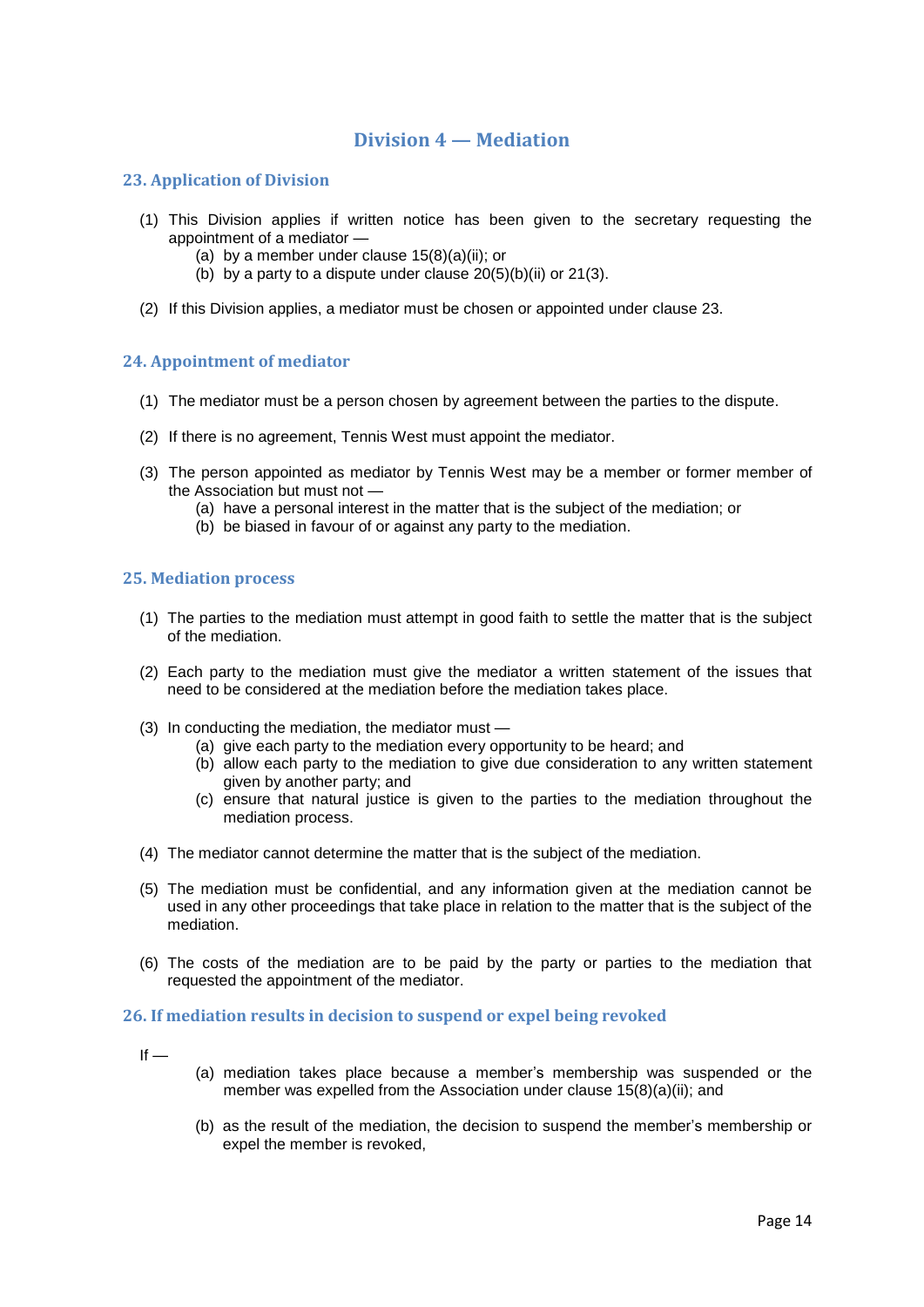# Division 4 — Mediation

## 23. Application of Division

(1) This Division applies if written notice has been given to the secretary requesting the appointment of a mediator —

   (a) by a member under clause 15(8)(a)(ii); or

   (b) by a party to a dispute under clause 20(5)(b)(ii) or 21(3).

(2) If this Division applies, a mediator must be chosen or appointed under clause 23.

## 24. Appointment of mediator

(1) The mediator must be a person chosen by agreement between the parties to the dispute.

(2) If there is no agreement, Tennis West must appoint the mediator.

(3) The person appointed as mediator by Tennis West may be a member or former member of the Association but must not —

   (a) have a personal interest in the matter that is the subject of the mediation; or

   (b) be biased in favour of or against any party to the mediation.

## 25. Mediation process

(1) The parties to the mediation must attempt in good faith to settle the matter that is the subject of the mediation.

(2) Each party to the mediation must give the mediator a written statement of the issues that need to be considered at the mediation before the mediation takes place.

(3) In conducting the mediation, the mediator must —

   (a) give each party to the mediation every opportunity to be heard; and

   (b) allow each party to the mediation to give due consideration to any written statement given by another party; and

   (c) ensure that natural justice is given to the parties to the mediation throughout the mediation process.

(4) The mediator cannot determine the matter that is the subject of the mediation.

(5) The mediation must be confidential, and any information given at the mediation cannot be used in any other proceedings that take place in relation to the matter that is the subject of the mediation.

(6) The costs of the mediation are to be paid by the party or parties to the mediation that requested the appointment of the mediator.

## 26. If mediation results in decision to suspend or expel being revoked

If —

   (a) mediation takes place because a member's membership was suspended or the member was expelled from the Association under clause 15(8)(a)(ii); and

   (b) as the result of the mediation, the decision to suspend the member's membership or expel the member is revoked,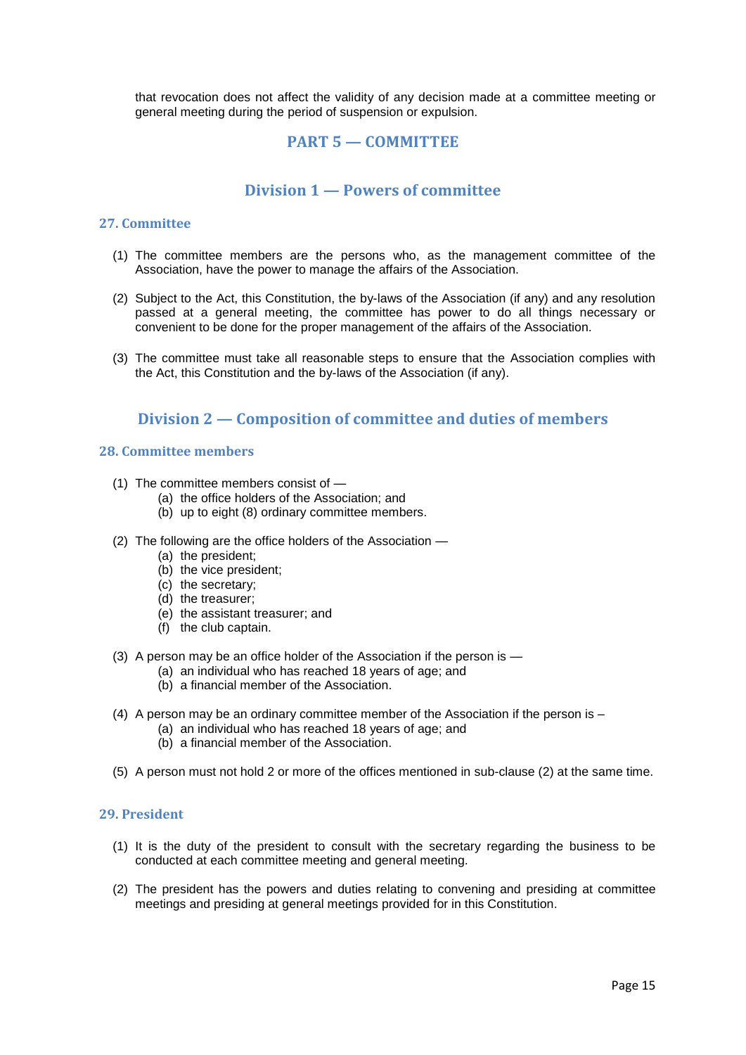that revocation does not affect the validity of any decision made at a committee meeting or general meeting during the period of suspension or expulsion.

# PART 5 — COMMITTEE

## Division 1 — Powers of committee

### 27. Committee

(1) The committee members are the persons who, as the management committee of the Association, have the power to manage the affairs of the Association.

(2) Subject to the Act, this Constitution, the by-laws of the Association (if any) and any resolution passed at a general meeting, the committee has power to do all things necessary or convenient to be done for the proper management of the affairs of the Association.

(3) The committee must take all reasonable steps to ensure that the Association complies with the Act, this Constitution and the by-laws of the Association (if any).

## Division 2 — Composition of committee and duties of members

### 28. Committee members

(1) The committee members consist of —
   - (a) the office holders of the Association; and
   - (b) up to eight (8) ordinary committee members.

(2) The following are the office holders of the Association —
   - (a) the president;
   - (b) the vice president;
   - (c) the secretary;
   - (d) the treasurer;
   - (e) the assistant treasurer; and
   - (f) the club captain.

(3) A person may be an office holder of the Association if the person is —
   - (a) an individual who has reached 18 years of age; and
   - (b) a financial member of the Association.

(4) A person may be an ordinary committee member of the Association if the person is –
   - (a) an individual who has reached 18 years of age; and
   - (b) a financial member of the Association.

(5) A person must not hold 2 or more of the offices mentioned in sub-clause (2) at the same time.

### 29. President

(1) It is the duty of the president to consult with the secretary regarding the business to be conducted at each committee meeting and general meeting.

(2) The president has the powers and duties relating to convening and presiding at committee meetings and presiding at general meetings provided for in this Constitution.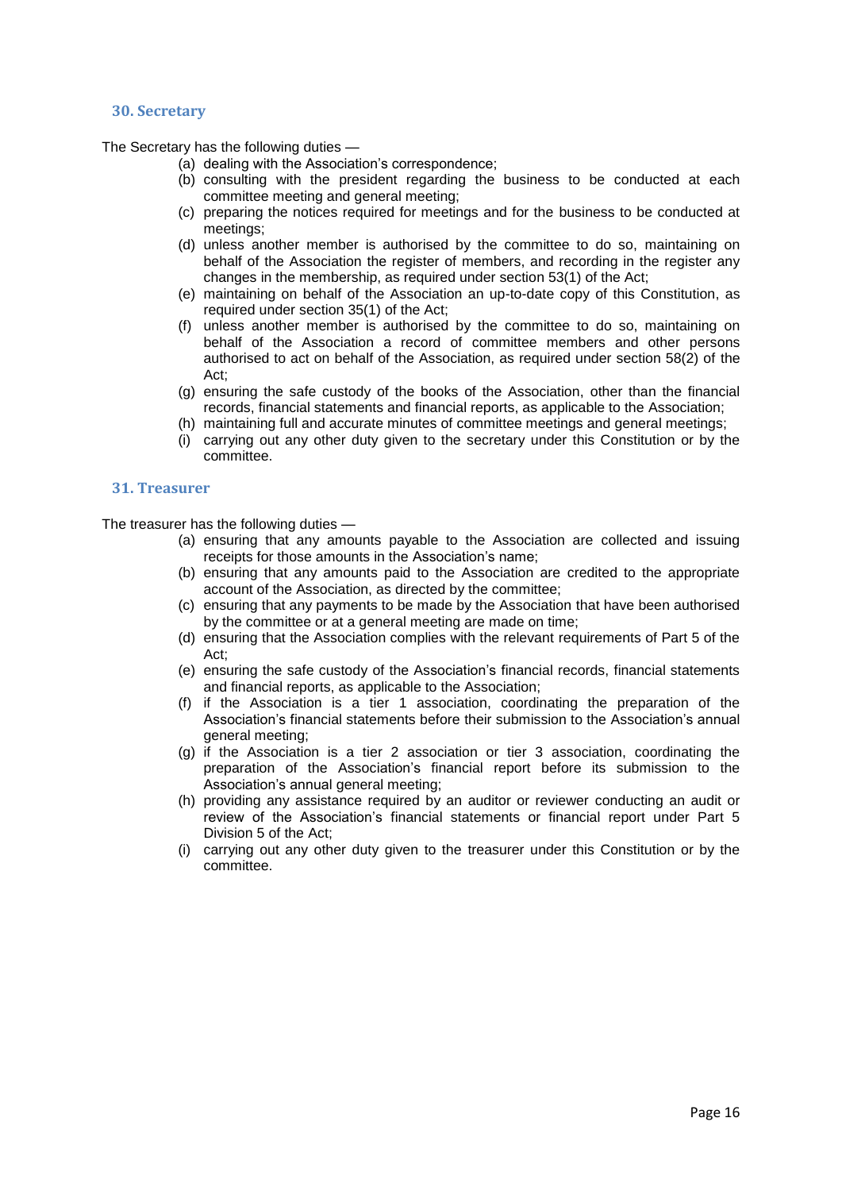## 30. Secretary

The Secretary has the following duties —

(a) dealing with the Association's correspondence;

(b) consulting with the president regarding the business to be conducted at each committee meeting and general meeting;

(c) preparing the notices required for meetings and for the business to be conducted at meetings;

(d) unless another member is authorised by the committee to do so, maintaining on behalf of the Association the register of members, and recording in the register any changes in the membership, as required under section 53(1) of the Act;

(e) maintaining on behalf of the Association an up-to-date copy of this Constitution, as required under section 35(1) of the Act;

(f) unless another member is authorised by the committee to do so, maintaining on behalf of the Association a record of committee members and other persons authorised to act on behalf of the Association, as required under section 58(2) of the Act;

(g) ensuring the safe custody of the books of the Association, other than the financial records, financial statements and financial reports, as applicable to the Association;

(h) maintaining full and accurate minutes of committee meetings and general meetings;

(i) carrying out any other duty given to the secretary under this Constitution or by the committee.

## 31. Treasurer

The treasurer has the following duties —

(a) ensuring that any amounts payable to the Association are collected and issuing receipts for those amounts in the Association's name;

(b) ensuring that any amounts paid to the Association are credited to the appropriate account of the Association, as directed by the committee;

(c) ensuring that any payments to be made by the Association that have been authorised by the committee or at a general meeting are made on time;

(d) ensuring that the Association complies with the relevant requirements of Part 5 of the Act;

(e) ensuring the safe custody of the Association's financial records, financial statements and financial reports, as applicable to the Association;

(f) if the Association is a tier 1 association, coordinating the preparation of the Association's financial statements before their submission to the Association's annual general meeting;

(g) if the Association is a tier 2 association or tier 3 association, coordinating the preparation of the Association's financial report before its submission to the Association's annual general meeting;

(h) providing any assistance required by an auditor or reviewer conducting an audit or review of the Association's financial statements or financial report under Part 5 Division 5 of the Act;

(i) carrying out any other duty given to the treasurer under this Constitution or by the committee.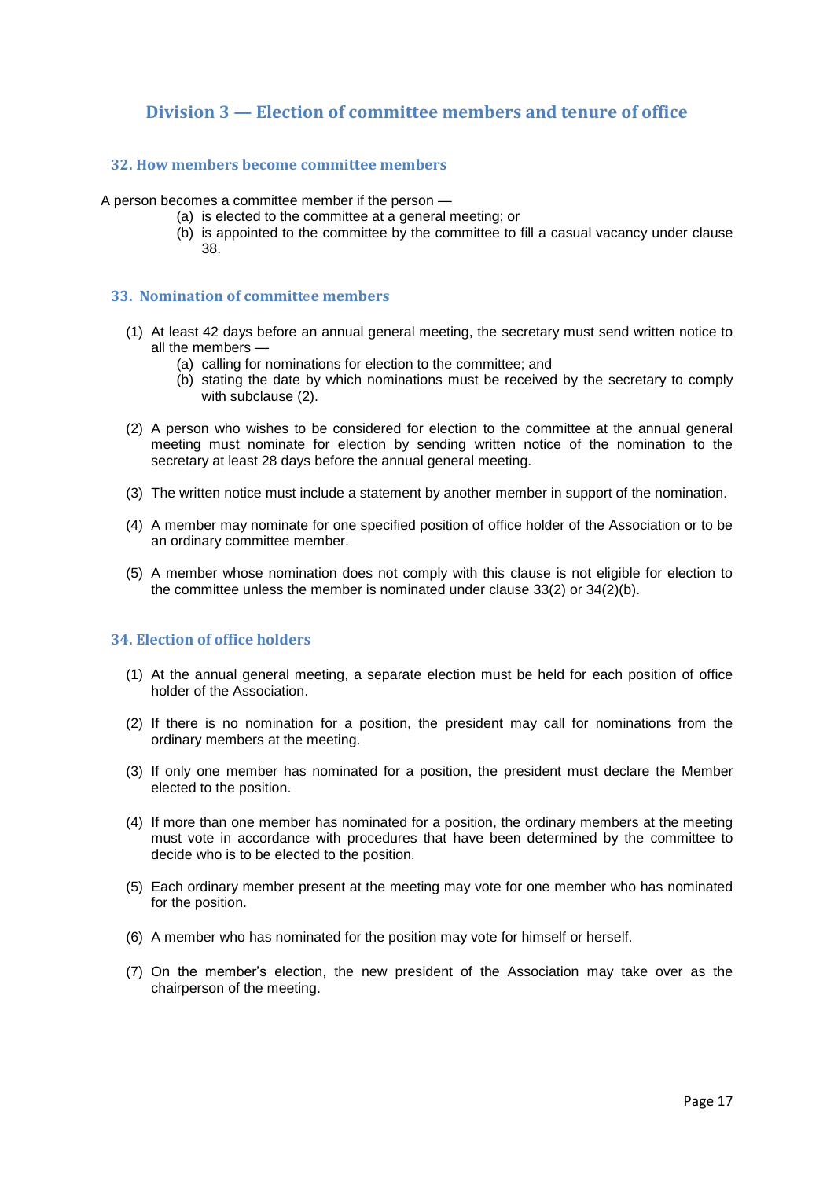## Division 3 — Election of committee members and tenure of office

### 32. How members become committee members

A person becomes a committee member if the person —

- (a) is elected to the committee at a general meeting; or
- (b) is appointed to the committee by the committee to fill a casual vacancy under clause 38.

### 33. Nomination of committee members

(1) At least 42 days before an annual general meeting, the secretary must send written notice to all the members —

- (a) calling for nominations for election to the committee; and
- (b) stating the date by which nominations must be received by the secretary to comply with subclause (2).

(2) A person who wishes to be considered for election to the committee at the annual general meeting must nominate for election by sending written notice of the nomination to the secretary at least 28 days before the annual general meeting.

(3) The written notice must include a statement by another member in support of the nomination.

(4) A member may nominate for one specified position of office holder of the Association or to be an ordinary committee member.

(5) A member whose nomination does not comply with this clause is not eligible for election to the committee unless the member is nominated under clause 33(2) or 34(2)(b).

### 34. Election of office holders

(1) At the annual general meeting, a separate election must be held for each position of office holder of the Association.

(2) If there is no nomination for a position, the president may call for nominations from the ordinary members at the meeting.

(3) If only one member has nominated for a position, the president must declare the Member elected to the position.

(4) If more than one member has nominated for a position, the ordinary members at the meeting must vote in accordance with procedures that have been determined by the committee to decide who is to be elected to the position.

(5) Each ordinary member present at the meeting may vote for one member who has nominated for the position.

(6) A member who has nominated for the position may vote for himself or herself.

(7) On the member's election, the new president of the Association may take over as the chairperson of the meeting.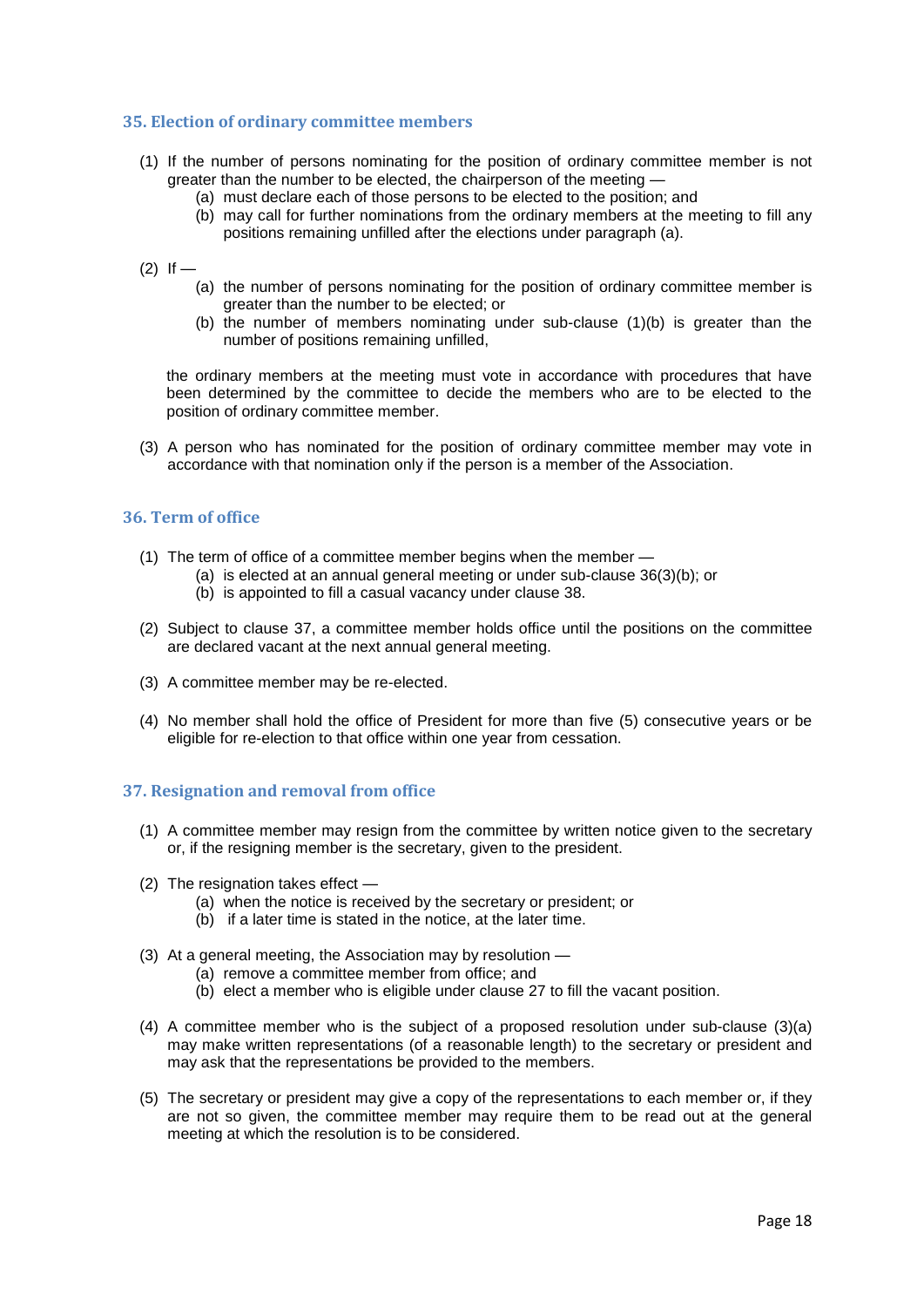### 35. Election of ordinary committee members

(1) If the number of persons nominating for the position of ordinary committee member is not greater than the number to be elected, the chairperson of the meeting —
   (a) must declare each of those persons to be elected to the position; and
   (b) may call for further nominations from the ordinary members at the meeting to fill any positions remaining unfilled after the elections under paragraph (a).

(2) If —
   (a) the number of persons nominating for the position of ordinary committee member is greater than the number to be elected; or
   (b) the number of members nominating under sub-clause (1)(b) is greater than the number of positions remaining unfilled,

   the ordinary members at the meeting must vote in accordance with procedures that have been determined by the committee to decide the members who are to be elected to the position of ordinary committee member.

(3) A person who has nominated for the position of ordinary committee member may vote in accordance with that nomination only if the person is a member of the Association.

### 36. Term of office

(1) The term of office of a committee member begins when the member —
   (a) is elected at an annual general meeting or under sub-clause 36(3)(b); or
   (b) is appointed to fill a casual vacancy under clause 38.

(2) Subject to clause 37, a committee member holds office until the positions on the committee are declared vacant at the next annual general meeting.

(3) A committee member may be re-elected.

(4) No member shall hold the office of President for more than five (5) consecutive years or be eligible for re-election to that office within one year from cessation.

### 37. Resignation and removal from office

(1) A committee member may resign from the committee by written notice given to the secretary or, if the resigning member is the secretary, given to the president.

(2) The resignation takes effect —
   (a) when the notice is received by the secretary or president; or
   (b) if a later time is stated in the notice, at the later time.

(3) At a general meeting, the Association may by resolution —
   (a) remove a committee member from office; and
   (b) elect a member who is eligible under clause 27 to fill the vacant position.

(4) A committee member who is the subject of a proposed resolution under sub-clause (3)(a) may make written representations (of a reasonable length) to the secretary or president and may ask that the representations be provided to the members.

(5) The secretary or president may give a copy of the representations to each member or, if they are not so given, the committee member may require them to be read out at the general meeting at which the resolution is to be considered.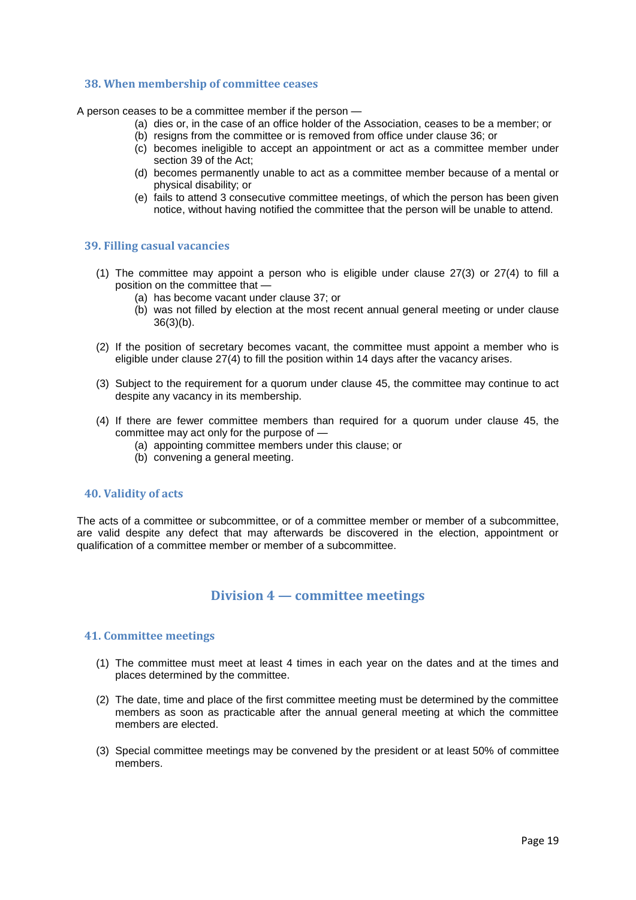### 38. When membership of committee ceases

A person ceases to be a committee member if the person —

- (a) dies or, in the case of an office holder of the Association, ceases to be a member; or
- (b) resigns from the committee or is removed from office under clause 36; or
- (c) becomes ineligible to accept an appointment or act as a committee member under section 39 of the Act;
- (d) becomes permanently unable to act as a committee member because of a mental or physical disability; or
- (e) fails to attend 3 consecutive committee meetings, of which the person has been given notice, without having notified the committee that the person will be unable to attend.

### 39. Filling casual vacancies

(1) The committee may appoint a person who is eligible under clause 27(3) or 27(4) to fill a position on the committee that —

- (a) has become vacant under clause 37; or
- (b) was not filled by election at the most recent annual general meeting or under clause 36(3)(b).

(2) If the position of secretary becomes vacant, the committee must appoint a member who is eligible under clause 27(4) to fill the position within 14 days after the vacancy arises.

(3) Subject to the requirement for a quorum under clause 45, the committee may continue to act despite any vacancy in its membership.

(4) If there are fewer committee members than required for a quorum under clause 45, the committee may act only for the purpose of —

- (a) appointing committee members under this clause; or
- (b) convening a general meeting.

### 40. Validity of acts

The acts of a committee or subcommittee, or of a committee member or member of a subcommittee, are valid despite any defect that may afterwards be discovered in the election, appointment or qualification of a committee member or member of a subcommittee.

## Division 4 — committee meetings

### 41. Committee meetings

(1) The committee must meet at least 4 times in each year on the dates and at the times and places determined by the committee.

(2) The date, time and place of the first committee meeting must be determined by the committee members as soon as practicable after the annual general meeting at which the committee members are elected.

(3) Special committee meetings may be convened by the president or at least 50% of committee members.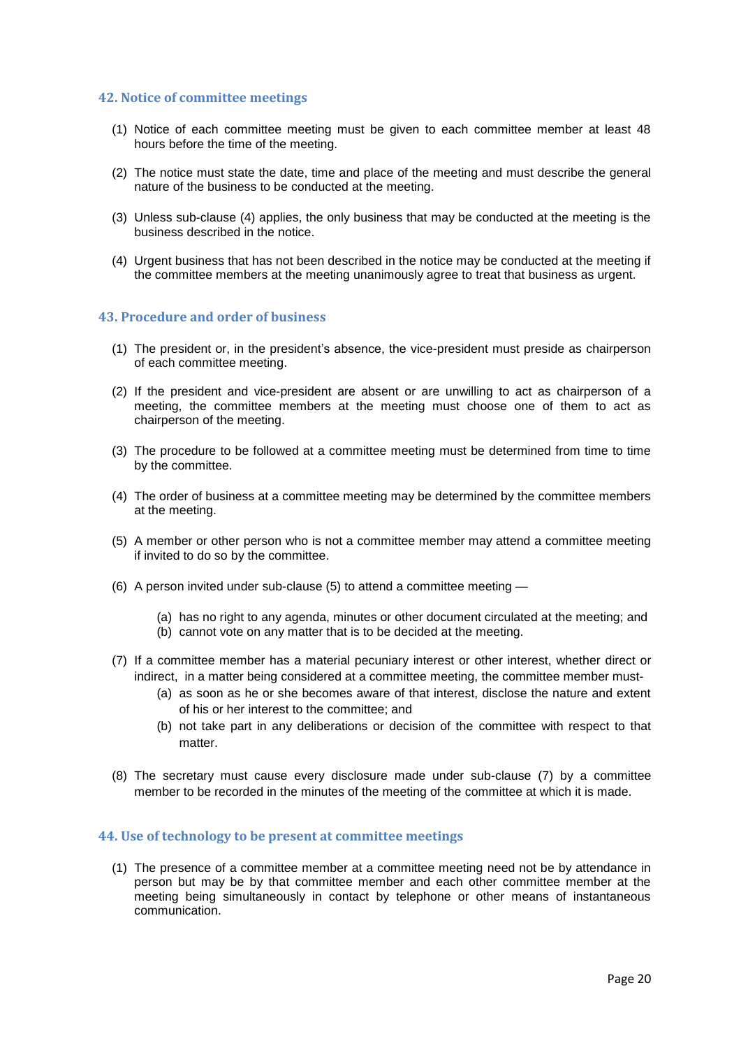## 42. Notice of committee meetings

(1) Notice of each committee meeting must be given to each committee member at least 48 hours before the time of the meeting.

(2) The notice must state the date, time and place of the meeting and must describe the general nature of the business to be conducted at the meeting.

(3) Unless sub-clause (4) applies, the only business that may be conducted at the meeting is the business described in the notice.

(4) Urgent business that has not been described in the notice may be conducted at the meeting if the committee members at the meeting unanimously agree to treat that business as urgent.

## 43. Procedure and order of business

(1) The president or, in the president's absence, the vice-president must preside as chairperson of each committee meeting.

(2) If the president and vice-president are absent or are unwilling to act as chairperson of a meeting, the committee members at the meeting must choose one of them to act as chairperson of the meeting.

(3) The procedure to be followed at a committee meeting must be determined from time to time by the committee.

(4) The order of business at a committee meeting may be determined by the committee members at the meeting.

(5) A member or other person who is not a committee member may attend a committee meeting if invited to do so by the committee.

(6) A person invited under sub-clause (5) to attend a committee meeting —

  (a) has no right to any agenda, minutes or other document circulated at the meeting; and
  (b) cannot vote on any matter that is to be decided at the meeting.

(7) If a committee member has a material pecuniary interest or other interest, whether direct or indirect, in a matter being considered at a committee meeting, the committee member must-

  (a) as soon as he or she becomes aware of that interest, disclose the nature and extent of his or her interest to the committee; and
  (b) not take part in any deliberations or decision of the committee with respect to that matter.

(8) The secretary must cause every disclosure made under sub-clause (7) by a committee member to be recorded in the minutes of the meeting of the committee at which it is made.

## 44. Use of technology to be present at committee meetings

(1) The presence of a committee member at a committee meeting need not be by attendance in person but may be by that committee member and each other committee member at the meeting being simultaneously in contact by telephone or other means of instantaneous communication.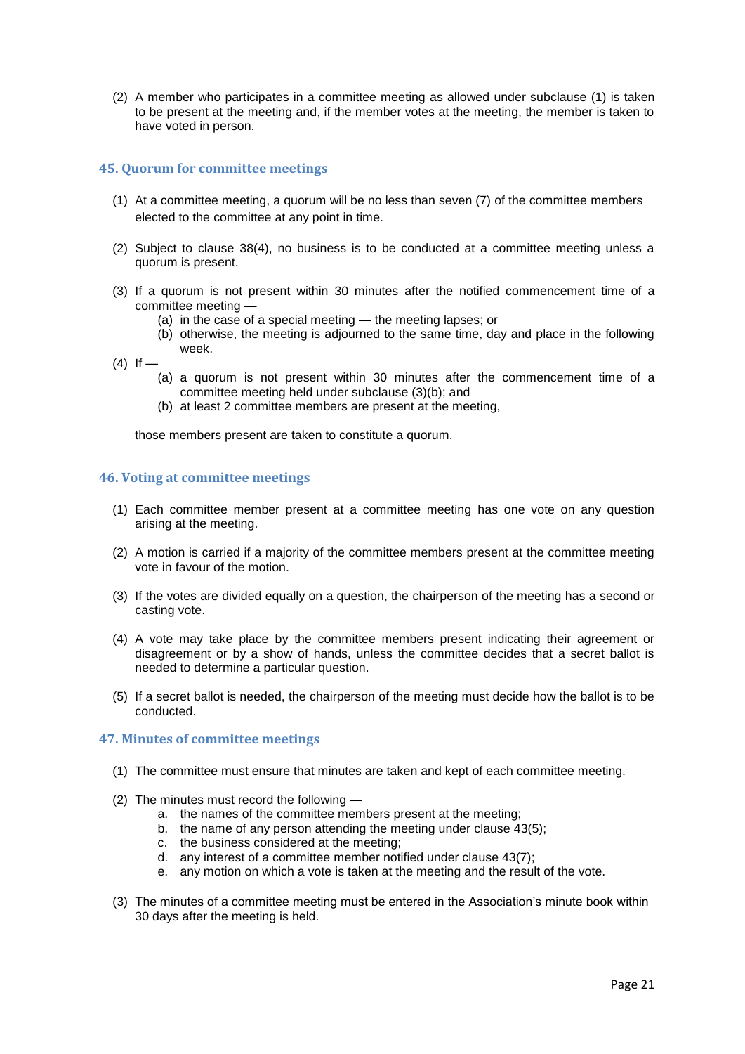(2) A member who participates in a committee meeting as allowed under subclause (1) is taken to be present at the meeting and, if the member votes at the meeting, the member is taken to have voted in person.

### 45. Quorum for committee meetings

(1) At a committee meeting, a quorum will be no less than seven (7) of the committee members elected to the committee at any point in time.

(2) Subject to clause 38(4), no business is to be conducted at a committee meeting unless a quorum is present.

(3) If a quorum is not present within 30 minutes after the notified commencement time of a committee meeting —

  (a) in the case of a special meeting — the meeting lapses; or
  (b) otherwise, the meeting is adjourned to the same time, day and place in the following week.

(4) If —

  (a) a quorum is not present within 30 minutes after the commencement time of a committee meeting held under subclause (3)(b); and
  (b) at least 2 committee members are present at the meeting,

those members present are taken to constitute a quorum.

### 46. Voting at committee meetings

(1) Each committee member present at a committee meeting has one vote on any question arising at the meeting.

(2) A motion is carried if a majority of the committee members present at the committee meeting vote in favour of the motion.

(3) If the votes are divided equally on a question, the chairperson of the meeting has a second or casting vote.

(4) A vote may take place by the committee members present indicating their agreement or disagreement or by a show of hands, unless the committee decides that a secret ballot is needed to determine a particular question.

(5) If a secret ballot is needed, the chairperson of the meeting must decide how the ballot is to be conducted.

### 47. Minutes of committee meetings

(1) The committee must ensure that minutes are taken and kept of each committee meeting.

(2) The minutes must record the following —

  a. the names of the committee members present at the meeting;
  b. the name of any person attending the meeting under clause 43(5);
  c. the business considered at the meeting;
  d. any interest of a committee member notified under clause 43(7);
  e. any motion on which a vote is taken at the meeting and the result of the vote.

(3) The minutes of a committee meeting must be entered in the Association's minute book within 30 days after the meeting is held.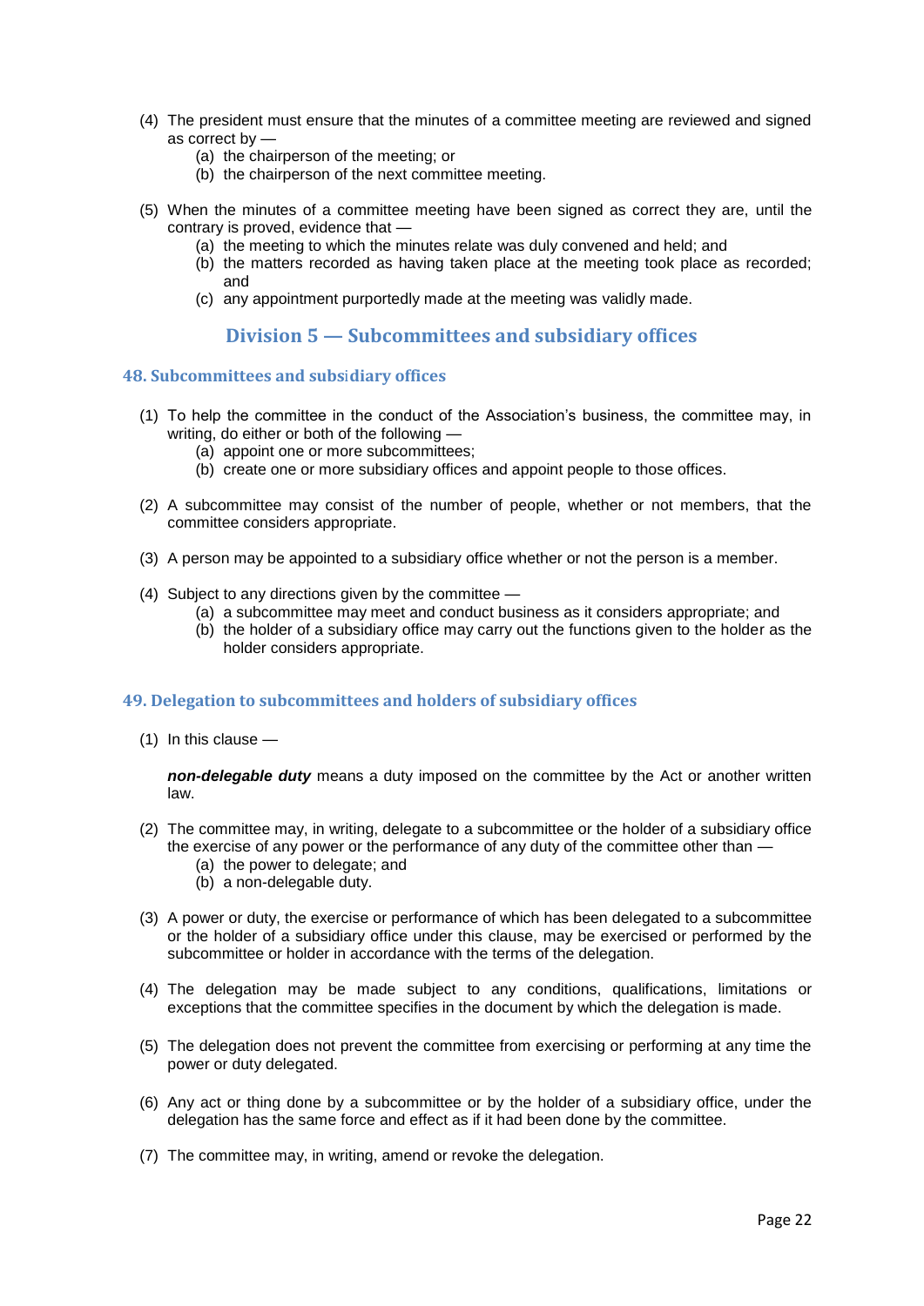(4) The president must ensure that the minutes of a committee meeting are reviewed and signed as correct by —
    (a) the chairperson of the meeting; or
    (b) the chairperson of the next committee meeting.

(5) When the minutes of a committee meeting have been signed as correct they are, until the contrary is proved, evidence that —
    (a) the meeting to which the minutes relate was duly convened and held; and
    (b) the matters recorded as having taken place at the meeting took place as recorded; and
    (c) any appointment purportedly made at the meeting was validly made.

## Division 5 — Subcommittees and subsidiary offices

### 48. Subcommittees and subsidiary offices

(1) To help the committee in the conduct of the Association's business, the committee may, in writing, do either or both of the following —
    (a) appoint one or more subcommittees;
    (b) create one or more subsidiary offices and appoint people to those offices.

(2) A subcommittee may consist of the number of people, whether or not members, that the committee considers appropriate.

(3) A person may be appointed to a subsidiary office whether or not the person is a member.

(4) Subject to any directions given by the committee —
    (a) a subcommittee may meet and conduct business as it considers appropriate; and
    (b) the holder of a subsidiary office may carry out the functions given to the holder as the holder considers appropriate.

### 49. Delegation to subcommittees and holders of subsidiary offices

(1) In this clause —

***non-delegable duty*** means a duty imposed on the committee by the Act or another written law.

(2) The committee may, in writing, delegate to a subcommittee or the holder of a subsidiary office the exercise of any power or the performance of any duty of the committee other than —
    (a) the power to delegate; and
    (b) a non-delegable duty.

(3) A power or duty, the exercise or performance of which has been delegated to a subcommittee or the holder of a subsidiary office under this clause, may be exercised or performed by the subcommittee or holder in accordance with the terms of the delegation.

(4) The delegation may be made subject to any conditions, qualifications, limitations or exceptions that the committee specifies in the document by which the delegation is made.

(5) The delegation does not prevent the committee from exercising or performing at any time the power or duty delegated.

(6) Any act or thing done by a subcommittee or by the holder of a subsidiary office, under the delegation has the same force and effect as if it had been done by the committee.

(7) The committee may, in writing, amend or revoke the delegation.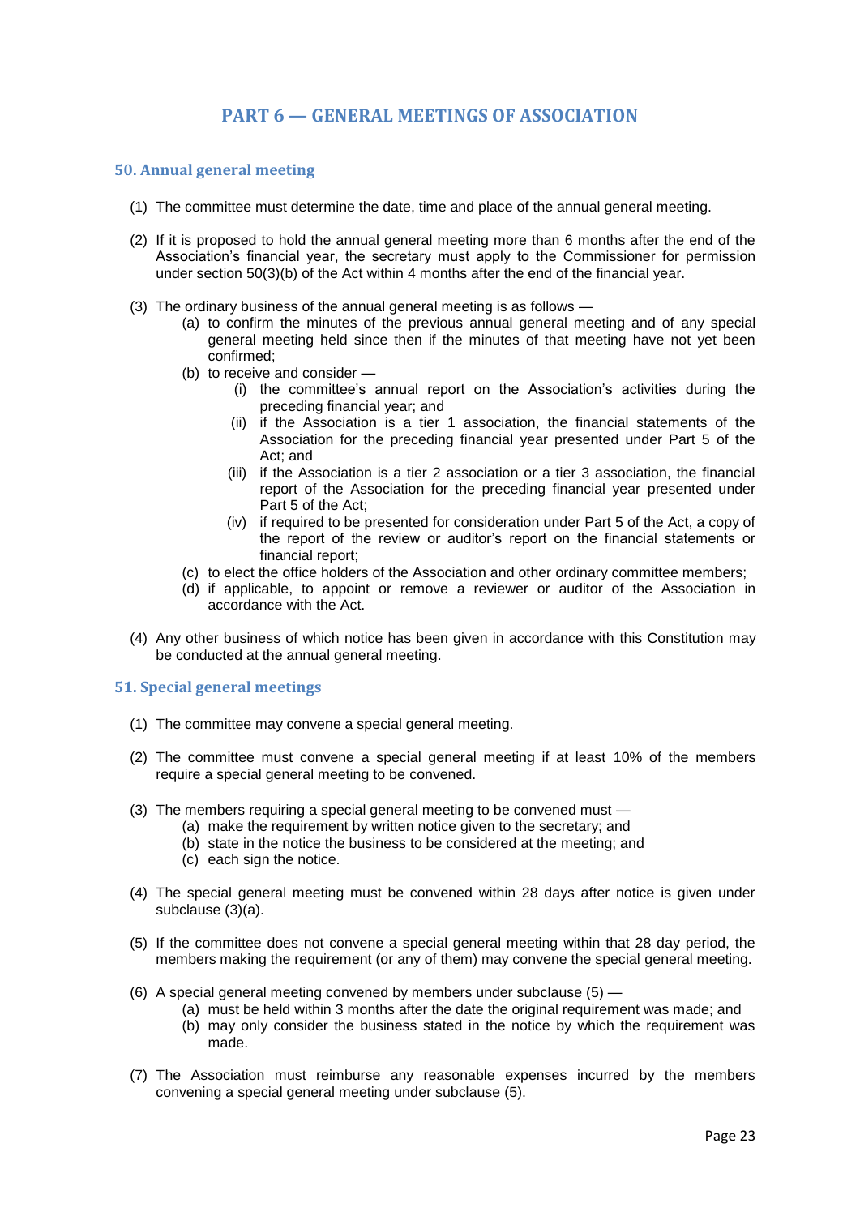# PART 6 — GENERAL MEETINGS OF ASSOCIATION

## 50. Annual general meeting

(1) The committee must determine the date, time and place of the annual general meeting.

(2) If it is proposed to hold the annual general meeting more than 6 months after the end of the Association's financial year, the secretary must apply to the Commissioner for permission under section 50(3)(b) of the Act within 4 months after the end of the financial year.

(3) The ordinary business of the annual general meeting is as follows —

- (a) to confirm the minutes of the previous annual general meeting and of any special general meeting held since then if the minutes of that meeting have not yet been confirmed;
- (b) to receive and consider —
  - (i) the committee's annual report on the Association's activities during the preceding financial year; and
  - (ii) if the Association is a tier 1 association, the financial statements of the Association for the preceding financial year presented under Part 5 of the Act; and
  - (iii) if the Association is a tier 2 association or a tier 3 association, the financial report of the Association for the preceding financial year presented under Part 5 of the Act;
  - (iv) if required to be presented for consideration under Part 5 of the Act, a copy of the report of the review or auditor's report on the financial statements or financial report;
- (c) to elect the office holders of the Association and other ordinary committee members;
- (d) if applicable, to appoint or remove a reviewer or auditor of the Association in accordance with the Act.

(4) Any other business of which notice has been given in accordance with this Constitution may be conducted at the annual general meeting.

## 51. Special general meetings

(1) The committee may convene a special general meeting.

(2) The committee must convene a special general meeting if at least 10% of the members require a special general meeting to be convened.

(3) The members requiring a special general meeting to be convened must —

- (a) make the requirement by written notice given to the secretary; and
- (b) state in the notice the business to be considered at the meeting; and
- (c) each sign the notice.

(4) The special general meeting must be convened within 28 days after notice is given under subclause (3)(a).

(5) If the committee does not convene a special general meeting within that 28 day period, the members making the requirement (or any of them) may convene the special general meeting.

(6) A special general meeting convened by members under subclause (5) —

- (a) must be held within 3 months after the date the original requirement was made; and
- (b) may only consider the business stated in the notice by which the requirement was made.

(7) The Association must reimburse any reasonable expenses incurred by the members convening a special general meeting under subclause (5).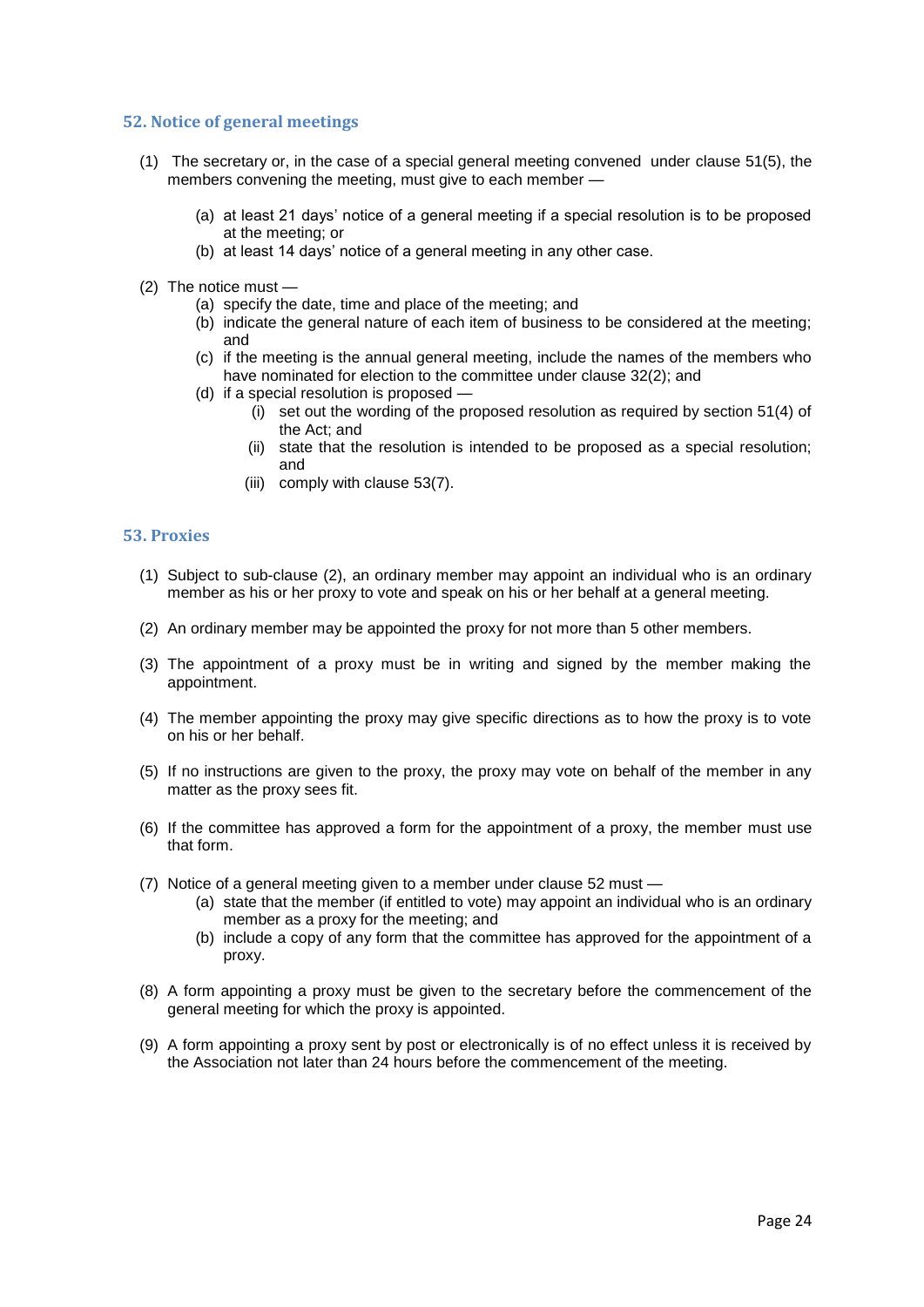## 52. Notice of general meetings

(1) The secretary or, in the case of a special general meeting convened under clause 51(5), the members convening the meeting, must give to each member —

- (a) at least 21 days' notice of a general meeting if a special resolution is to be proposed at the meeting; or
- (b) at least 14 days' notice of a general meeting in any other case.

(2) The notice must —

- (a) specify the date, time and place of the meeting; and
- (b) indicate the general nature of each item of business to be considered at the meeting; and
- (c) if the meeting is the annual general meeting, include the names of the members who have nominated for election to the committee under clause 32(2); and
- (d) if a special resolution is proposed —
  - (i) set out the wording of the proposed resolution as required by section 51(4) of the Act; and
  - (ii) state that the resolution is intended to be proposed as a special resolution; and
  - (iii) comply with clause 53(7).

## 53. Proxies

(1) Subject to sub-clause (2), an ordinary member may appoint an individual who is an ordinary member as his or her proxy to vote and speak on his or her behalf at a general meeting.

(2) An ordinary member may be appointed the proxy for not more than 5 other members.

(3) The appointment of a proxy must be in writing and signed by the member making the appointment.

(4) The member appointing the proxy may give specific directions as to how the proxy is to vote on his or her behalf.

(5) If no instructions are given to the proxy, the proxy may vote on behalf of the member in any matter as the proxy sees fit.

(6) If the committee has approved a form for the appointment of a proxy, the member must use that form.

(7) Notice of a general meeting given to a member under clause 52 must —

- (a) state that the member (if entitled to vote) may appoint an individual who is an ordinary member as a proxy for the meeting; and
- (b) include a copy of any form that the committee has approved for the appointment of a proxy.

(8) A form appointing a proxy must be given to the secretary before the commencement of the general meeting for which the proxy is appointed.

(9) A form appointing a proxy sent by post or electronically is of no effect unless it is received by the Association not later than 24 hours before the commencement of the meeting.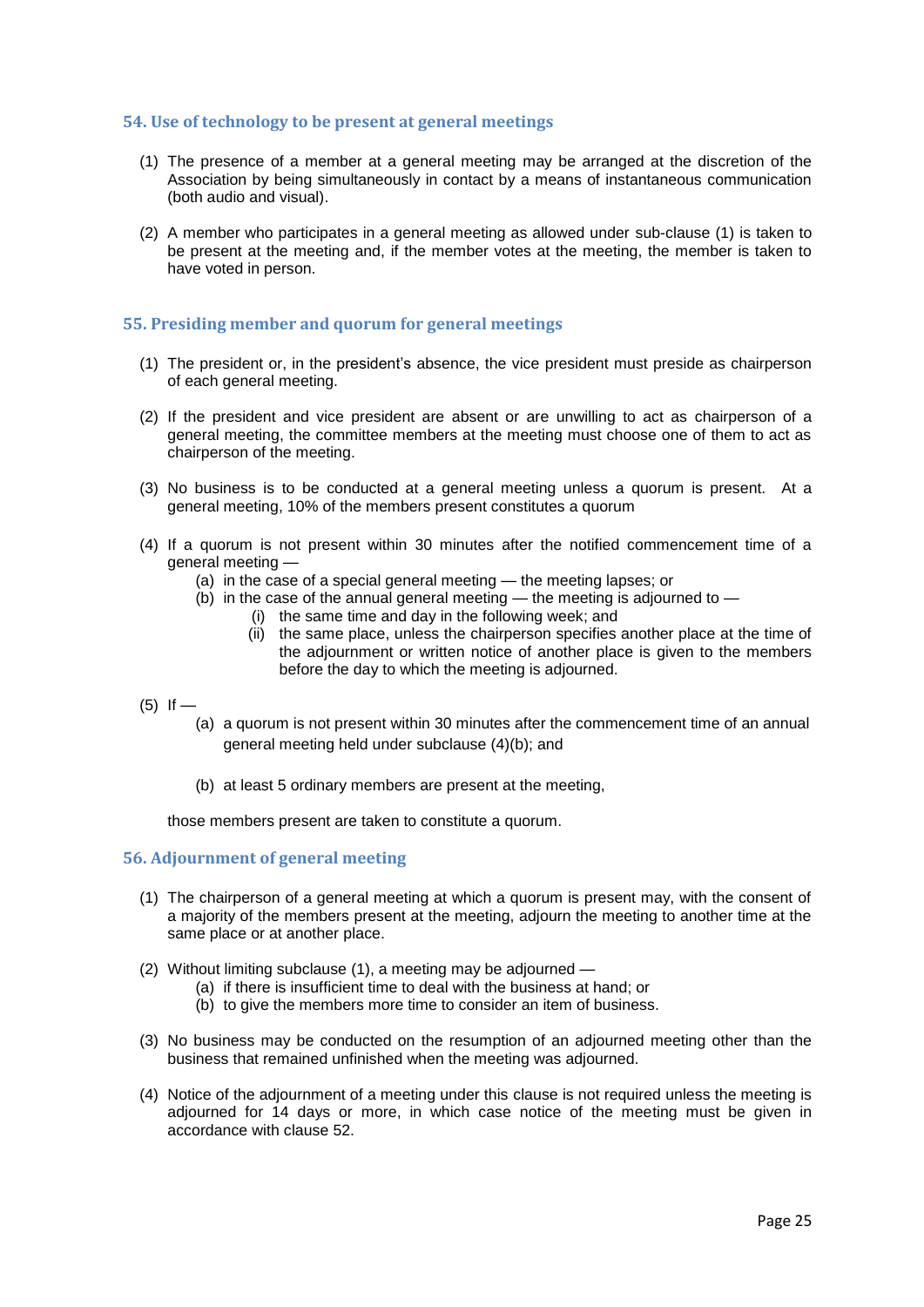### 54. Use of technology to be present at general meetings

(1) The presence of a member at a general meeting may be arranged at the discretion of the Association by being simultaneously in contact by a means of instantaneous communication (both audio and visual).

(2) A member who participates in a general meeting as allowed under sub-clause (1) is taken to be present at the meeting and, if the member votes at the meeting, the member is taken to have voted in person.

### 55. Presiding member and quorum for general meetings

(1) The president or, in the president's absence, the vice president must preside as chairperson of each general meeting.

(2) If the president and vice president are absent or are unwilling to act as chairperson of a general meeting, the committee members at the meeting must choose one of them to act as chairperson of the meeting.

(3) No business is to be conducted at a general meeting unless a quorum is present. At a general meeting, 10% of the members present constitutes a quorum

(4) If a quorum is not present within 30 minutes after the notified commencement time of a general meeting —
- (a) in the case of a special general meeting — the meeting lapses; or
- (b) in the case of the annual general meeting — the meeting is adjourned to —
  - (i) the same time and day in the following week; and
  - (ii) the same place, unless the chairperson specifies another place at the time of the adjournment or written notice of another place is given to the members before the day to which the meeting is adjourned.

(5) If —
- (a) a quorum is not present within 30 minutes after the commencement time of an annual general meeting held under subclause (4)(b); and
- (b) at least 5 ordinary members are present at the meeting,

those members present are taken to constitute a quorum.

### 56. Adjournment of general meeting

(1) The chairperson of a general meeting at which a quorum is present may, with the consent of a majority of the members present at the meeting, adjourn the meeting to another time at the same place or at another place.

(2) Without limiting subclause (1), a meeting may be adjourned —
- (a) if there is insufficient time to deal with the business at hand; or
- (b) to give the members more time to consider an item of business.

(3) No business may be conducted on the resumption of an adjourned meeting other than the business that remained unfinished when the meeting was adjourned.

(4) Notice of the adjournment of a meeting under this clause is not required unless the meeting is adjourned for 14 days or more, in which case notice of the meeting must be given in accordance with clause 52.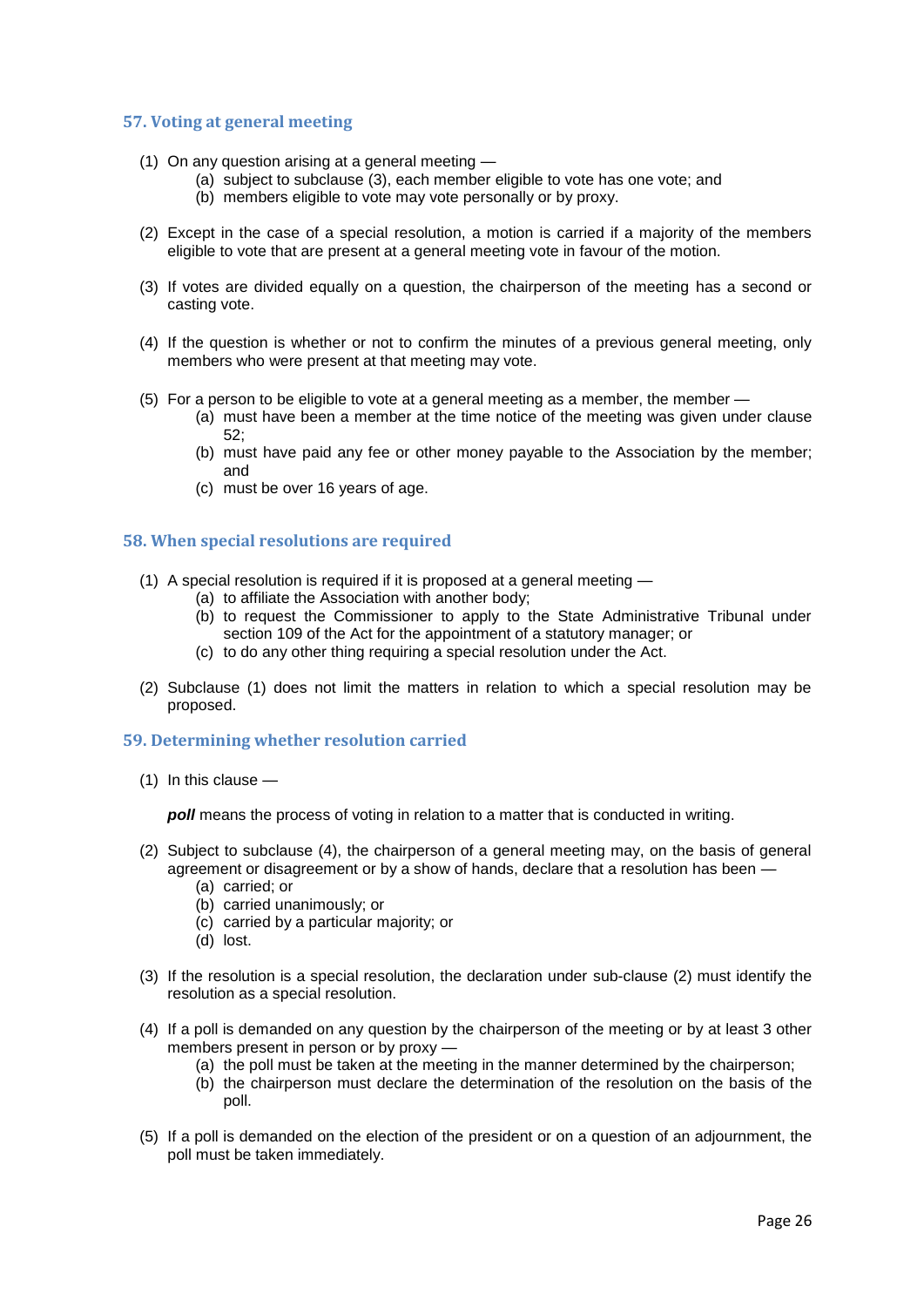### 57. Voting at general meeting

(1) On any question arising at a general meeting —
   (a) subject to subclause (3), each member eligible to vote has one vote; and
   (b) members eligible to vote may vote personally or by proxy.

(2) Except in the case of a special resolution, a motion is carried if a majority of the members eligible to vote that are present at a general meeting vote in favour of the motion.

(3) If votes are divided equally on a question, the chairperson of the meeting has a second or casting vote.

(4) If the question is whether or not to confirm the minutes of a previous general meeting, only members who were present at that meeting may vote.

(5) For a person to be eligible to vote at a general meeting as a member, the member —
   (a) must have been a member at the time notice of the meeting was given under clause 52;
   (b) must have paid any fee or other money payable to the Association by the member; and
   (c) must be over 16 years of age.

### 58. When special resolutions are required

(1) A special resolution is required if it is proposed at a general meeting —
   (a) to affiliate the Association with another body;
   (b) to request the Commissioner to apply to the State Administrative Tribunal under section 109 of the Act for the appointment of a statutory manager; or
   (c) to do any other thing requiring a special resolution under the Act.

(2) Subclause (1) does not limit the matters in relation to which a special resolution may be proposed.

### 59. Determining whether resolution carried

(1) In this clause —

   ***poll*** means the process of voting in relation to a matter that is conducted in writing.

(2) Subject to subclause (4), the chairperson of a general meeting may, on the basis of general agreement or disagreement or by a show of hands, declare that a resolution has been —
   (a) carried; or
   (b) carried unanimously; or
   (c) carried by a particular majority; or
   (d) lost.

(3) If the resolution is a special resolution, the declaration under sub-clause (2) must identify the resolution as a special resolution.

(4) If a poll is demanded on any question by the chairperson of the meeting or by at least 3 other members present in person or by proxy —
   (a) the poll must be taken at the meeting in the manner determined by the chairperson;
   (b) the chairperson must declare the determination of the resolution on the basis of the poll.

(5) If a poll is demanded on the election of the president or on a question of an adjournment, the poll must be taken immediately.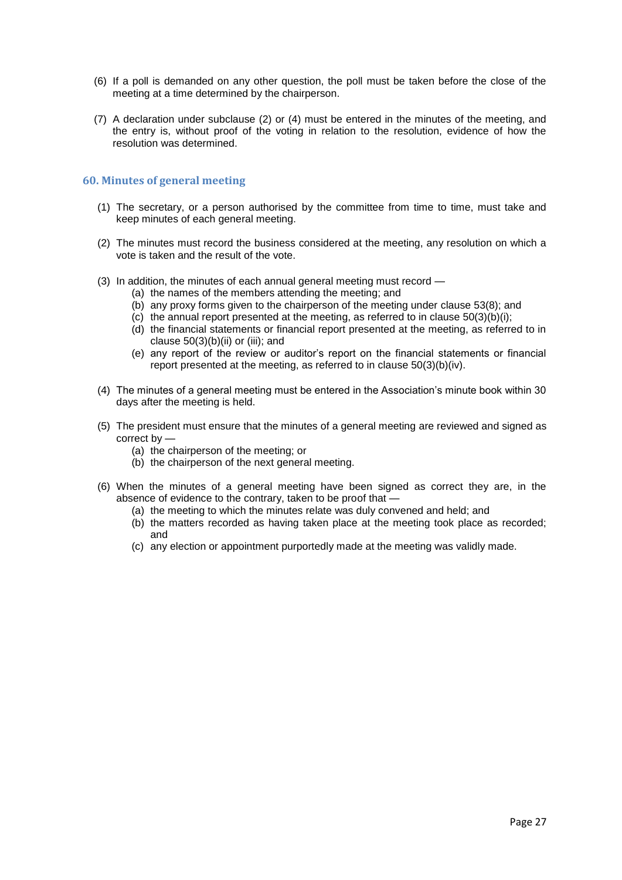(6) If a poll is demanded on any other question, the poll must be taken before the close of the meeting at a time determined by the chairperson.

(7) A declaration under subclause (2) or (4) must be entered in the minutes of the meeting, and the entry is, without proof of the voting in relation to the resolution, evidence of how the resolution was determined.

## 60. Minutes of general meeting

(1) The secretary, or a person authorised by the committee from time to time, must take and keep minutes of each general meeting.

(2) The minutes must record the business considered at the meeting, any resolution on which a vote is taken and the result of the vote.

(3) In addition, the minutes of each annual general meeting must record —
   - (a) the names of the members attending the meeting; and
   - (b) any proxy forms given to the chairperson of the meeting under clause 53(8); and
   - (c) the annual report presented at the meeting, as referred to in clause 50(3)(b)(i);
   - (d) the financial statements or financial report presented at the meeting, as referred to in clause 50(3)(b)(ii) or (iii); and
   - (e) any report of the review or auditor's report on the financial statements or financial report presented at the meeting, as referred to in clause 50(3)(b)(iv).

(4) The minutes of a general meeting must be entered in the Association's minute book within 30 days after the meeting is held.

(5) The president must ensure that the minutes of a general meeting are reviewed and signed as correct by —
   - (a) the chairperson of the meeting; or
   - (b) the chairperson of the next general meeting.

(6) When the minutes of a general meeting have been signed as correct they are, in the absence of evidence to the contrary, taken to be proof that —
   - (a) the meeting to which the minutes relate was duly convened and held; and
   - (b) the matters recorded as having taken place at the meeting took place as recorded; and
   - (c) any election or appointment purportedly made at the meeting was validly made.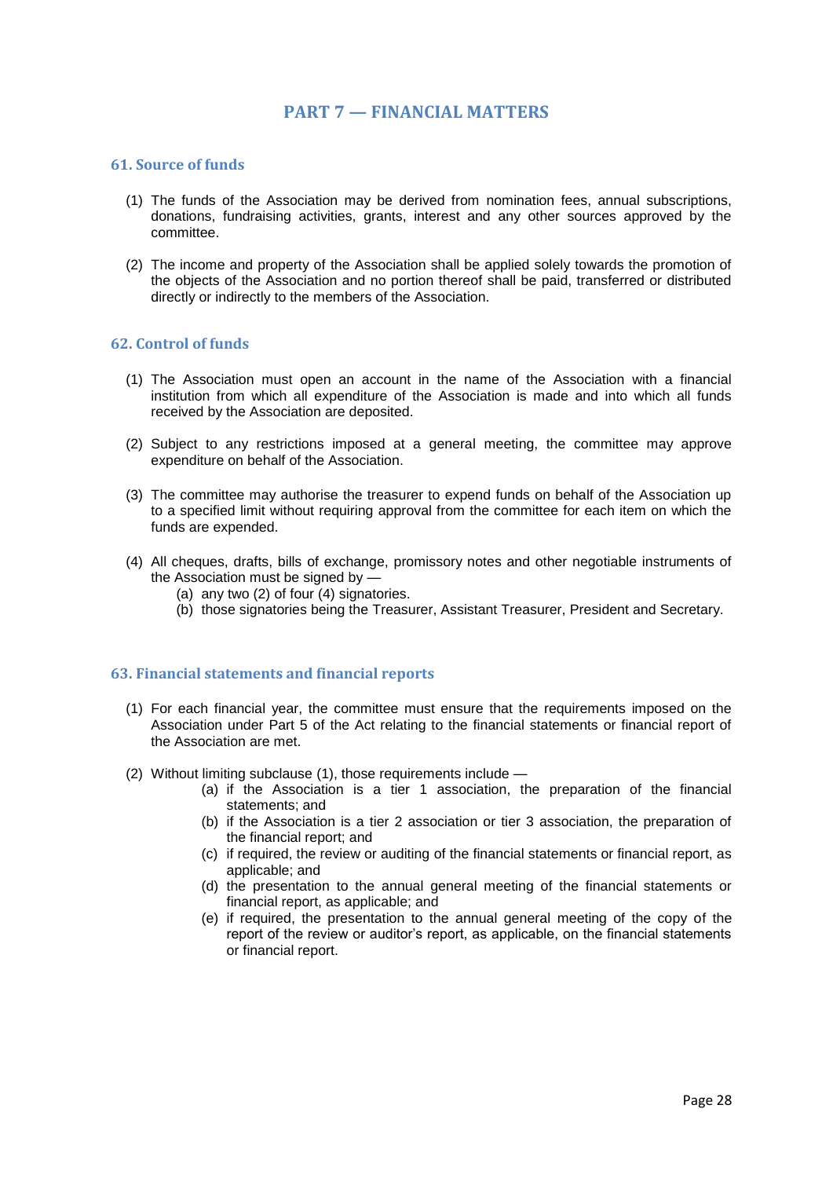# PART 7 — FINANCIAL MATTERS

## 61. Source of funds

(1) The funds of the Association may be derived from nomination fees, annual subscriptions, donations, fundraising activities, grants, interest and any other sources approved by the committee.

(2) The income and property of the Association shall be applied solely towards the promotion of the objects of the Association and no portion thereof shall be paid, transferred or distributed directly or indirectly to the members of the Association.

## 62. Control of funds

(1) The Association must open an account in the name of the Association with a financial institution from which all expenditure of the Association is made and into which all funds received by the Association are deposited.

(2) Subject to any restrictions imposed at a general meeting, the committee may approve expenditure on behalf of the Association.

(3) The committee may authorise the treasurer to expend funds on behalf of the Association up to a specified limit without requiring approval from the committee for each item on which the funds are expended.

(4) All cheques, drafts, bills of exchange, promissory notes and other negotiable instruments of the Association must be signed by —
   (a) any two (2) of four (4) signatories.
   (b) those signatories being the Treasurer, Assistant Treasurer, President and Secretary.

## 63. Financial statements and financial reports

(1) For each financial year, the committee must ensure that the requirements imposed on the Association under Part 5 of the Act relating to the financial statements or financial report of the Association are met.

(2) Without limiting subclause (1), those requirements include —
   (a) if the Association is a tier 1 association, the preparation of the financial statements; and
   (b) if the Association is a tier 2 association or tier 3 association, the preparation of the financial report; and
   (c) if required, the review or auditing of the financial statements or financial report, as applicable; and
   (d) the presentation to the annual general meeting of the financial statements or financial report, as applicable; and
   (e) if required, the presentation to the annual general meeting of the copy of the report of the review or auditor's report, as applicable, on the financial statements or financial report.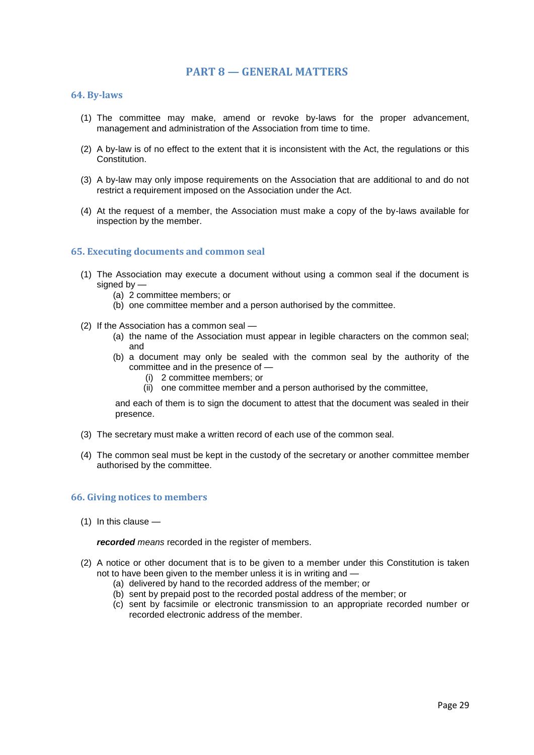# PART 8 — GENERAL MATTERS

## 64. By-laws

(1) The committee may make, amend or revoke by-laws for the proper advancement, management and administration of the Association from time to time.

(2) A by-law is of no effect to the extent that it is inconsistent with the Act, the regulations or this Constitution.

(3) A by-law may only impose requirements on the Association that are additional to and do not restrict a requirement imposed on the Association under the Act.

(4) At the request of a member, the Association must make a copy of the by-laws available for inspection by the member.

## 65. Executing documents and common seal

(1) The Association may execute a document without using a common seal if the document is signed by —
   (a) 2 committee members; or
   (b) one committee member and a person authorised by the committee.

(2) If the Association has a common seal —
   (a) the name of the Association must appear in legible characters on the common seal; and
   (b) a document may only be sealed with the common seal by the authority of the committee and in the presence of —
      (i) 2 committee members; or
      (ii) one committee member and a person authorised by the committee,

   and each of them is to sign the document to attest that the document was sealed in their presence.

(3) The secretary must make a written record of each use of the common seal.

(4) The common seal must be kept in the custody of the secretary or another committee member authorised by the committee.

## 66. Giving notices to members

(1) In this clause —

   ***recorded*** *means* recorded in the register of members.

(2) A notice or other document that is to be given to a member under this Constitution is taken not to have been given to the member unless it is in writing and —
   (a) delivered by hand to the recorded address of the member; or
   (b) sent by prepaid post to the recorded postal address of the member; or
   (c) sent by facsimile or electronic transmission to an appropriate recorded number or recorded electronic address of the member.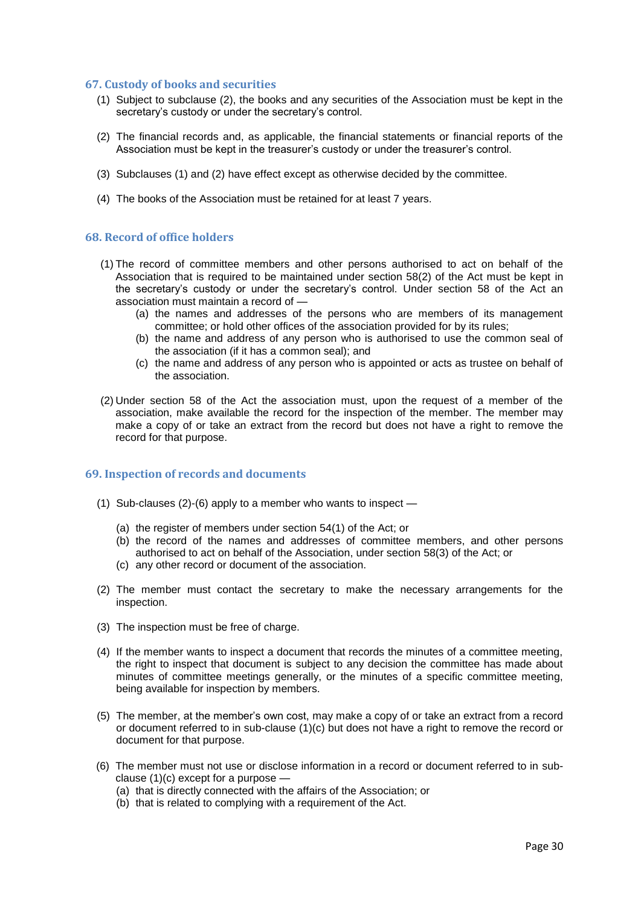### 67. Custody of books and securities

(1) Subject to subclause (2), the books and any securities of the Association must be kept in the secretary's custody or under the secretary's control.

(2) The financial records and, as applicable, the financial statements or financial reports of the Association must be kept in the treasurer's custody or under the treasurer's control.

(3) Subclauses (1) and (2) have effect except as otherwise decided by the committee.

(4) The books of the Association must be retained for at least 7 years.

### 68. Record of office holders

(1) The record of committee members and other persons authorised to act on behalf of the Association that is required to be maintained under section 58(2) of the Act must be kept in the secretary's custody or under the secretary's control. Under section 58 of the Act an association must maintain a record of —

- (a) the names and addresses of the persons who are members of its management committee; or hold other offices of the association provided for by its rules;
- (b) the name and address of any person who is authorised to use the common seal of the association (if it has a common seal); and
- (c) the name and address of any person who is appointed or acts as trustee on behalf of the association.

(2) Under section 58 of the Act the association must, upon the request of a member of the association, make available the record for the inspection of the member. The member may make a copy of or take an extract from the record but does not have a right to remove the record for that purpose.

### 69. Inspection of records and documents

(1) Sub-clauses (2)-(6) apply to a member who wants to inspect —

- (a) the register of members under section 54(1) of the Act; or
- (b) the record of the names and addresses of committee members, and other persons authorised to act on behalf of the Association, under section 58(3) of the Act; or
- (c) any other record or document of the association.

(2) The member must contact the secretary to make the necessary arrangements for the inspection.

(3) The inspection must be free of charge.

(4) If the member wants to inspect a document that records the minutes of a committee meeting, the right to inspect that document is subject to any decision the committee has made about minutes of committee meetings generally, or the minutes of a specific committee meeting, being available for inspection by members.

(5) The member, at the member's own cost, may make a copy of or take an extract from a record or document referred to in sub-clause (1)(c) but does not have a right to remove the record or document for that purpose.

(6) The member must not use or disclose information in a record or document referred to in sub-clause (1)(c) except for a purpose —

- (a) that is directly connected with the affairs of the Association; or
- (b) that is related to complying with a requirement of the Act.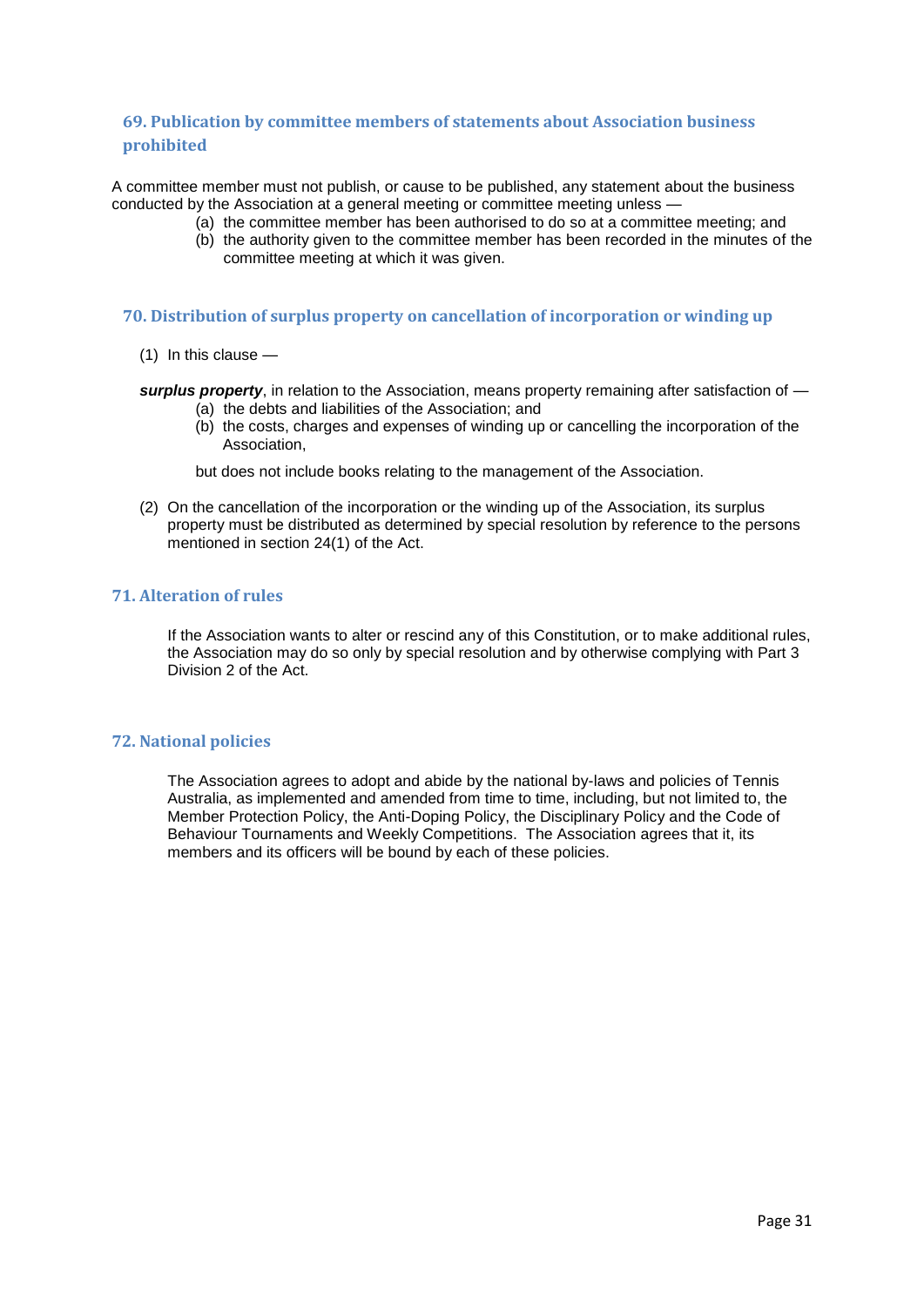## 69. Publication by committee members of statements about Association business prohibited

A committee member must not publish, or cause to be published, any statement about the business conducted by the Association at a general meeting or committee meeting unless —

(a) the committee member has been authorised to do so at a committee meeting; and
(b) the authority given to the committee member has been recorded in the minutes of the committee meeting at which it was given.

## 70. Distribution of surplus property on cancellation of incorporation or winding up

(1) In this clause —

***surplus property***, in relation to the Association, means property remaining after satisfaction of —

(a) the debts and liabilities of the Association; and
(b) the costs, charges and expenses of winding up or cancelling the incorporation of the Association,

but does not include books relating to the management of the Association.

(2) On the cancellation of the incorporation or the winding up of the Association, its surplus property must be distributed as determined by special resolution by reference to the persons mentioned in section 24(1) of the Act.

## 71. Alteration of rules

If the Association wants to alter or rescind any of this Constitution, or to make additional rules, the Association may do so only by special resolution and by otherwise complying with Part 3 Division 2 of the Act.

## 72. National policies

The Association agrees to adopt and abide by the national by-laws and policies of Tennis Australia, as implemented and amended from time to time, including, but not limited to, the Member Protection Policy, the Anti-Doping Policy, the Disciplinary Policy and the Code of Behaviour Tournaments and Weekly Competitions. The Association agrees that it, its members and its officers will be bound by each of these policies.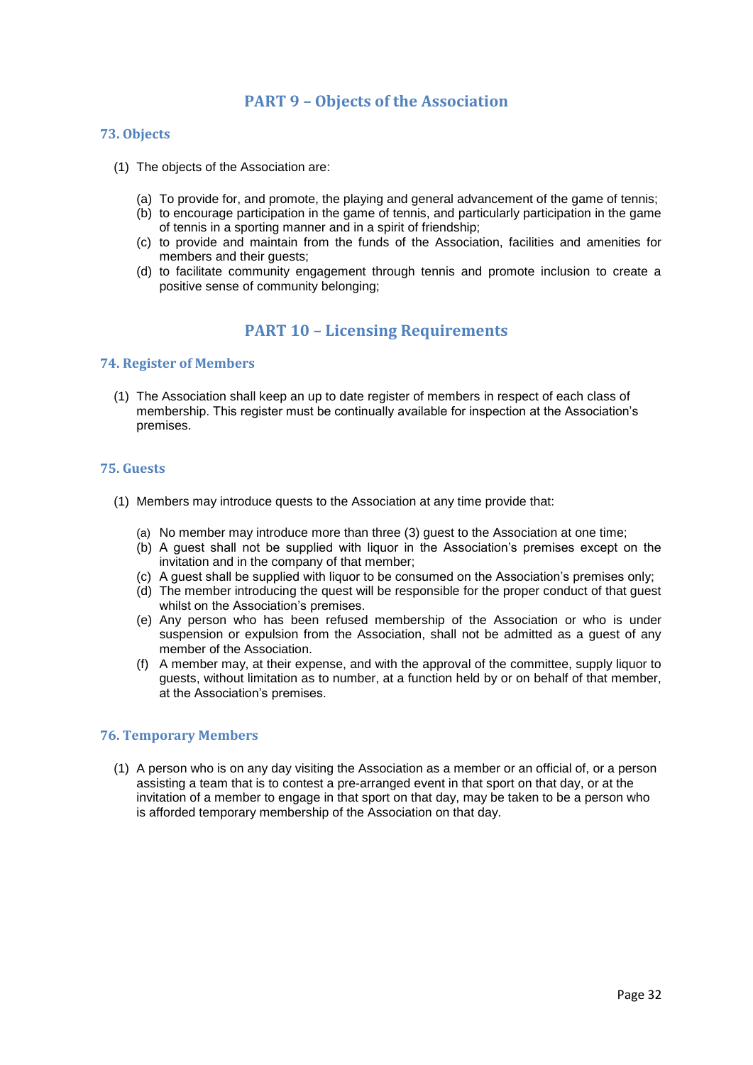## PART 9 – Objects of the Association

### 73. Objects

(1) The objects of the Association are:

- (a) To provide for, and promote, the playing and general advancement of the game of tennis;
- (b) to encourage participation in the game of tennis, and particularly participation in the game of tennis in a sporting manner and in a spirit of friendship;
- (c) to provide and maintain from the funds of the Association, facilities and amenities for members and their guests;
- (d) to facilitate community engagement through tennis and promote inclusion to create a positive sense of community belonging;

## PART 10 – Licensing Requirements

### 74. Register of Members

(1) The Association shall keep an up to date register of members in respect of each class of membership. This register must be continually available for inspection at the Association's premises.

### 75. Guests

(1) Members may introduce quests to the Association at any time provide that:

- (a) No member may introduce more than three (3) guest to the Association at one time;
- (b) A guest shall not be supplied with liquor in the Association's premises except on the invitation and in the company of that member;
- (c) A guest shall be supplied with liquor to be consumed on the Association's premises only;
- (d) The member introducing the quest will be responsible for the proper conduct of that guest whilst on the Association's premises.
- (e) Any person who has been refused membership of the Association or who is under suspension or expulsion from the Association, shall not be admitted as a guest of any member of the Association.
- (f) A member may, at their expense, and with the approval of the committee, supply liquor to guests, without limitation as to number, at a function held by or on behalf of that member, at the Association's premises.

### 76. Temporary Members

(1) A person who is on any day visiting the Association as a member or an official of, or a person assisting a team that is to contest a pre-arranged event in that sport on that day, or at the invitation of a member to engage in that sport on that day, may be taken to be a person who is afforded temporary membership of the Association on that day.